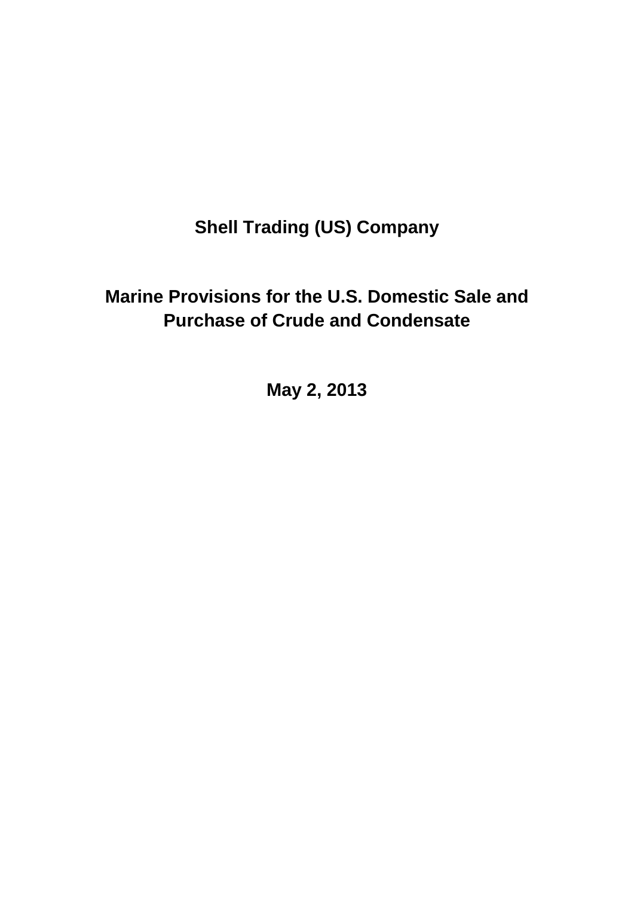# Shell Trading (US) Company

# Marine Provisions for the U.S. Domestic Sale and Purchase of Crude and Condensate

**May 2, 2013**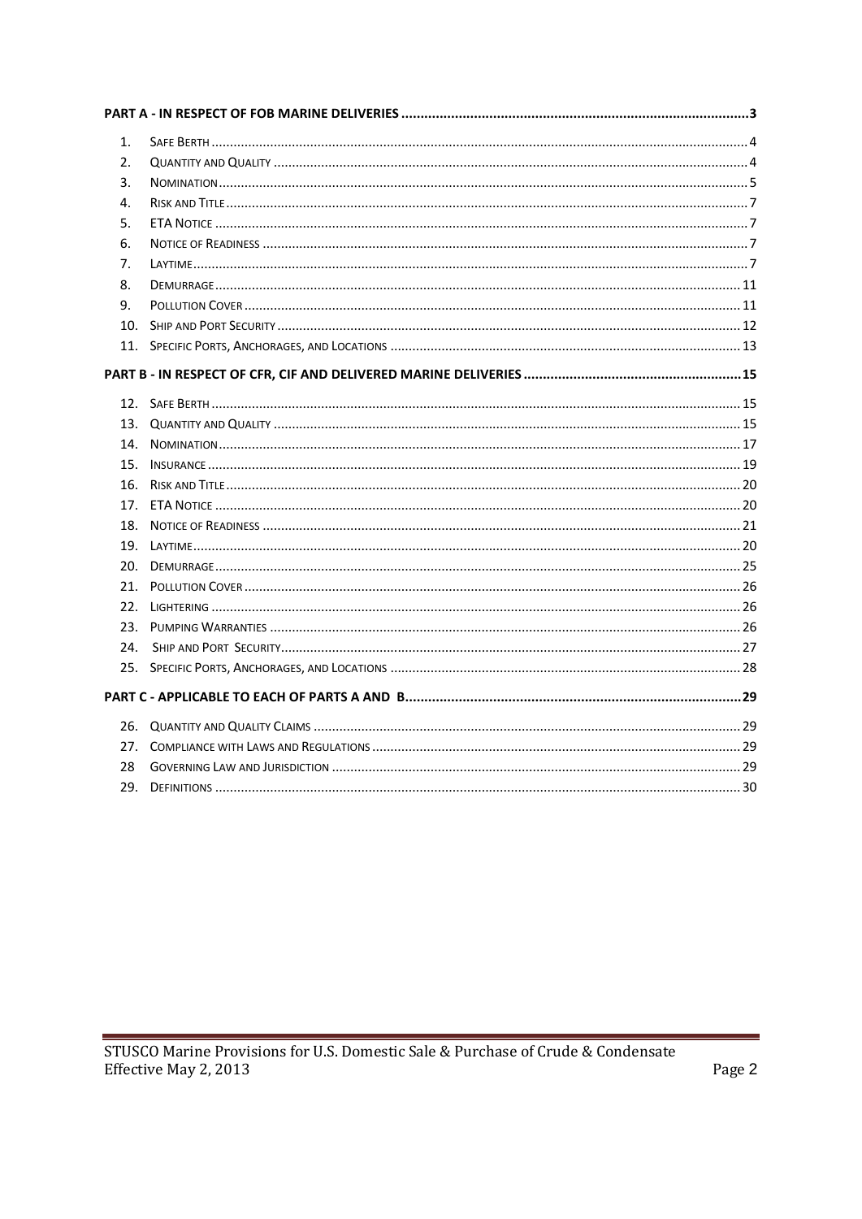**PART A - IN RESPECT OF FOB MARINE DELIVERIES** .......... 3

1. Safe Berth .......... 4
2. Quantity and Quality .......... 4
3. Nomination .......... 5
4. Risk and Title .......... 7
5. ETA Notice .......... 7
6. Notice of Readiness .......... 7
7. Laytime .......... 7
8. Demurrage .......... 11
9. Pollution Cover .......... 11
10. Ship and Port Security .......... 12
11. Specific Ports, Anchorages, and Locations .......... 13

**PART B - IN RESPECT OF CFR, CIF AND DELIVERED MARINE DELIVERIES** .......... 15

12. Safe Berth .......... 15
13. Quantity and Quality .......... 15
14. Nomination .......... 17
15. Insurance .......... 19
16. Risk and Title .......... 20
17. ETA Notice .......... 20
18. Notice of Readiness .......... 21
19. Laytime .......... 20
20. Demurrage .......... 25
21. Pollution Cover .......... 26
22. Lightering .......... 26
23. Pumping Warranties .......... 26
24. Ship and Port Security .......... 27
25. Specific Ports, Anchorages, and Locations .......... 28

**PART C - APPLICABLE TO EACH OF PARTS A AND B** .......... 29

26. Quantity and Quality Claims .......... 29
27. Compliance with Laws and Regulations .......... 29
28. Governing Law and Jurisdiction .......... 29
29. Definitions .......... 30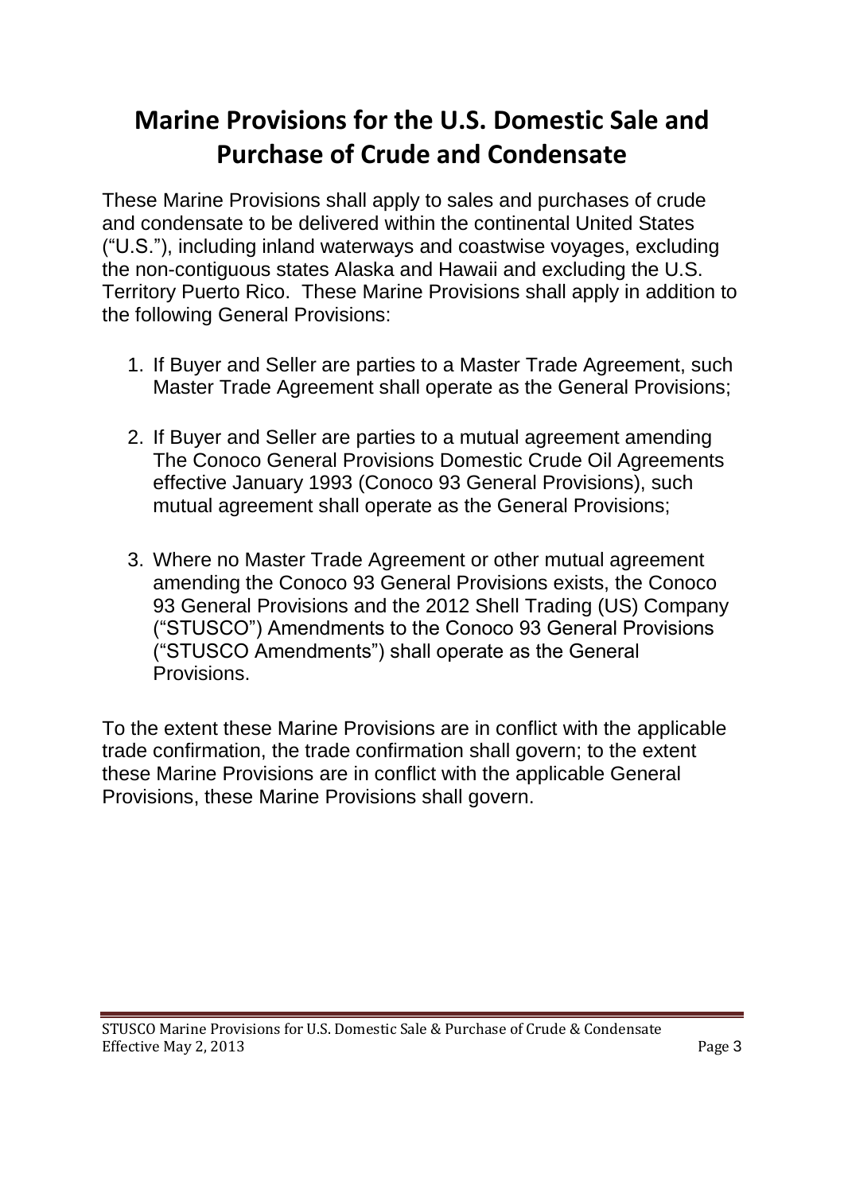# Marine Provisions for the U.S. Domestic Sale and Purchase of Crude and Condensate

These Marine Provisions shall apply to sales and purchases of crude and condensate to be delivered within the continental United States ("U.S."), including inland waterways and coastwise voyages, excluding the non-contiguous states Alaska and Hawaii and excluding the U.S. Territory Puerto Rico. These Marine Provisions shall apply in addition to the following General Provisions:

1. If Buyer and Seller are parties to a Master Trade Agreement, such Master Trade Agreement shall operate as the General Provisions;

2. If Buyer and Seller are parties to a mutual agreement amending The Conoco General Provisions Domestic Crude Oil Agreements effective January 1993 (Conoco 93 General Provisions), such mutual agreement shall operate as the General Provisions;

3. Where no Master Trade Agreement or other mutual agreement amending the Conoco 93 General Provisions exists, the Conoco 93 General Provisions and the 2012 Shell Trading (US) Company ("STUSCO") Amendments to the Conoco 93 General Provisions ("STUSCO Amendments") shall operate as the General Provisions.

To the extent these Marine Provisions are in conflict with the applicable trade confirmation, the trade confirmation shall govern; to the extent these Marine Provisions are in conflict with the applicable General Provisions, these Marine Provisions shall govern.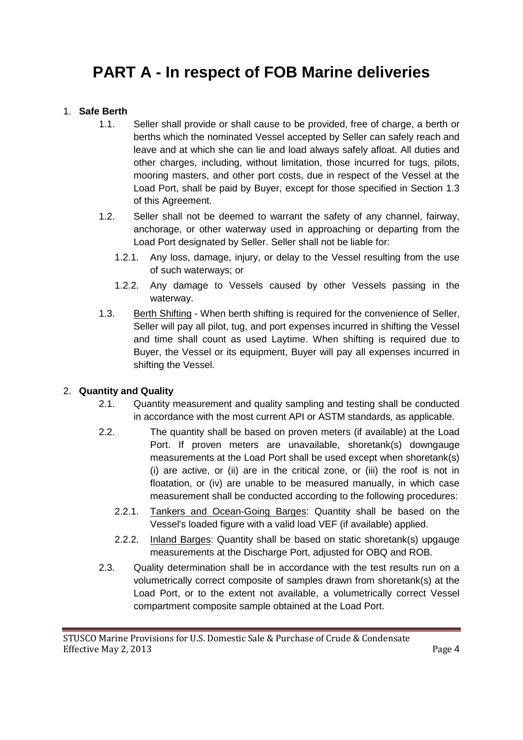# PART A - In respect of FOB Marine deliveries

1. **Safe Berth**

   1.1. Seller shall provide or shall cause to be provided, free of charge, a berth or berths which the nominated Vessel accepted by Seller can safely reach and leave and at which she can lie and load always safely afloat. All duties and other charges, including, without limitation, those incurred for tugs, pilots, mooring masters, and other port costs, due in respect of the Vessel at the Load Port, shall be paid by Buyer, except for those specified in Section 1.3 of this Agreement.

   1.2. Seller shall not be deemed to warrant the safety of any channel, fairway, anchorage, or other waterway used in approaching or departing from the Load Port designated by Seller. Seller shall not be liable for:

      1.2.1. Any loss, damage, injury, or delay to the Vessel resulting from the use of such waterways; or

      1.2.2. Any damage to Vessels caused by other Vessels passing in the waterway.

   1.3. <u>Berth Shifting</u> - When berth shifting is required for the convenience of Seller, Seller will pay all pilot, tug, and port expenses incurred in shifting the Vessel and time shall count as used Laytime. When shifting is required due to Buyer, the Vessel or its equipment, Buyer will pay all expenses incurred in shifting the Vessel.

2. **Quantity and Quality**

   2.1. Quantity measurement and quality sampling and testing shall be conducted in accordance with the most current API or ASTM standards, as applicable.

   2.2. The quantity shall be based on proven meters (if available) at the Load Port. If proven meters are unavailable, shoretank(s) downgauge measurements at the Load Port shall be used except when shoretank(s) (i) are active, or (ii) are in the critical zone, or (iii) the roof is not in floatation, or (iv) are unable to be measured manually, in which case measurement shall be conducted according to the following procedures:

      2.2.1. <u>Tankers and Ocean-Going Barges</u>: Quantity shall be based on the Vessel's loaded figure with a valid load VEF (if available) applied.

      2.2.2. <u>Inland Barges</u>: Quantity shall be based on static shoretank(s) upgauge measurements at the Discharge Port, adjusted for OBQ and ROB.

   2.3. Quality determination shall be in accordance with the test results run on a volumetrically correct composite of samples drawn from shoretank(s) at the Load Port, or to the extent not available, a volumetrically correct Vessel compartment composite sample obtained at the Load Port.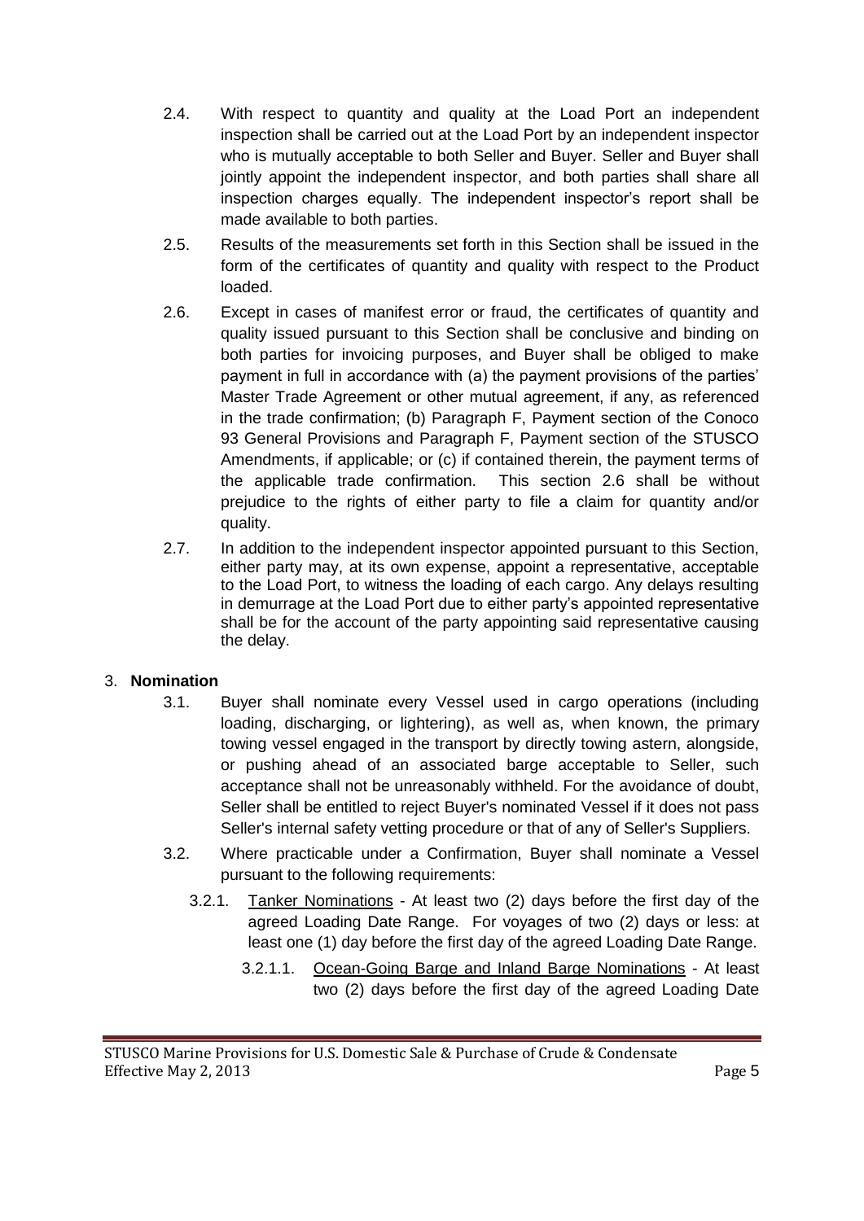2.4. With respect to quantity and quality at the Load Port an independent inspection shall be carried out at the Load Port by an independent inspector who is mutually acceptable to both Seller and Buyer. Seller and Buyer shall jointly appoint the independent inspector, and both parties shall share all inspection charges equally. The independent inspector's report shall be made available to both parties.

2.5. Results of the measurements set forth in this Section shall be issued in the form of the certificates of quantity and quality with respect to the Product loaded.

2.6. Except in cases of manifest error or fraud, the certificates of quantity and quality issued pursuant to this Section shall be conclusive and binding on both parties for invoicing purposes, and Buyer shall be obliged to make payment in full in accordance with (a) the payment provisions of the parties' Master Trade Agreement or other mutual agreement, if any, as referenced in the trade confirmation; (b) Paragraph F, Payment section of the Conoco 93 General Provisions and Paragraph F, Payment section of the STUSCO Amendments, if applicable; or (c) if contained therein, the payment terms of the applicable trade confirmation. This section 2.6 shall be without prejudice to the rights of either party to file a claim for quantity and/or quality.

2.7. In addition to the independent inspector appointed pursuant to this Section, either party may, at its own expense, appoint a representative, acceptable to the Load Port, to witness the loading of each cargo. Any delays resulting in demurrage at the Load Port due to either party's appointed representative shall be for the account of the party appointing said representative causing the delay.

3. **Nomination**

3.1. Buyer shall nominate every Vessel used in cargo operations (including loading, discharging, or lightering), as well as, when known, the primary towing vessel engaged in the transport by directly towing astern, alongside, or pushing ahead of an associated barge acceptable to Seller, such acceptance shall not be unreasonably withheld. For the avoidance of doubt, Seller shall be entitled to reject Buyer's nominated Vessel if it does not pass Seller's internal safety vetting procedure or that of any of Seller's Suppliers.

3.2. Where practicable under a Confirmation, Buyer shall nominate a Vessel pursuant to the following requirements:

3.2.1. Tanker Nominations - At least two (2) days before the first day of the agreed Loading Date Range. For voyages of two (2) days or less: at least one (1) day before the first day of the agreed Loading Date Range.

3.2.1.1. Ocean-Going Barge and Inland Barge Nominations - At least two (2) days before the first day of the agreed Loading Date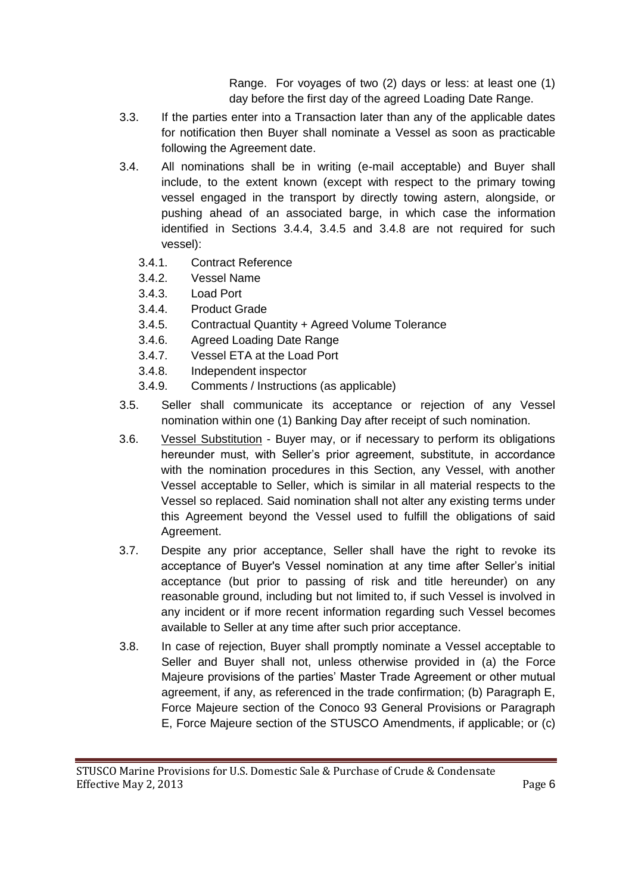Range. For voyages of two (2) days or less: at least one (1) day before the first day of the agreed Loading Date Range.

3.3. If the parties enter into a Transaction later than any of the applicable dates for notification then Buyer shall nominate a Vessel as soon as practicable following the Agreement date.

3.4. All nominations shall be in writing (e-mail acceptable) and Buyer shall include, to the extent known (except with respect to the primary towing vessel engaged in the transport by directly towing astern, alongside, or pushing ahead of an associated barge, in which case the information identified in Sections 3.4.4, 3.4.5 and 3.4.8 are not required for such vessel):

- 3.4.1. Contract Reference
- 3.4.2. Vessel Name
- 3.4.3. Load Port
- 3.4.4. Product Grade
- 3.4.5. Contractual Quantity + Agreed Volume Tolerance
- 3.4.6. Agreed Loading Date Range
- 3.4.7. Vessel ETA at the Load Port
- 3.4.8. Independent inspector
- 3.4.9. Comments / Instructions (as applicable)

3.5. Seller shall communicate its acceptance or rejection of any Vessel nomination within one (1) Banking Day after receipt of such nomination.

3.6. Vessel Substitution - Buyer may, or if necessary to perform its obligations hereunder must, with Seller's prior agreement, substitute, in accordance with the nomination procedures in this Section, any Vessel, with another Vessel acceptable to Seller, which is similar in all material respects to the Vessel so replaced. Said nomination shall not alter any existing terms under this Agreement beyond the Vessel used to fulfill the obligations of said Agreement.

3.7. Despite any prior acceptance, Seller shall have the right to revoke its acceptance of Buyer's Vessel nomination at any time after Seller's initial acceptance (but prior to passing of risk and title hereunder) on any reasonable ground, including but not limited to, if such Vessel is involved in any incident or if more recent information regarding such Vessel becomes available to Seller at any time after such prior acceptance.

3.8. In case of rejection, Buyer shall promptly nominate a Vessel acceptable to Seller and Buyer shall not, unless otherwise provided in (a) the Force Majeure provisions of the parties' Master Trade Agreement or other mutual agreement, if any, as referenced in the trade confirmation; (b) Paragraph E, Force Majeure section of the Conoco 93 General Provisions or Paragraph E, Force Majeure section of the STUSCO Amendments, if applicable; or (c)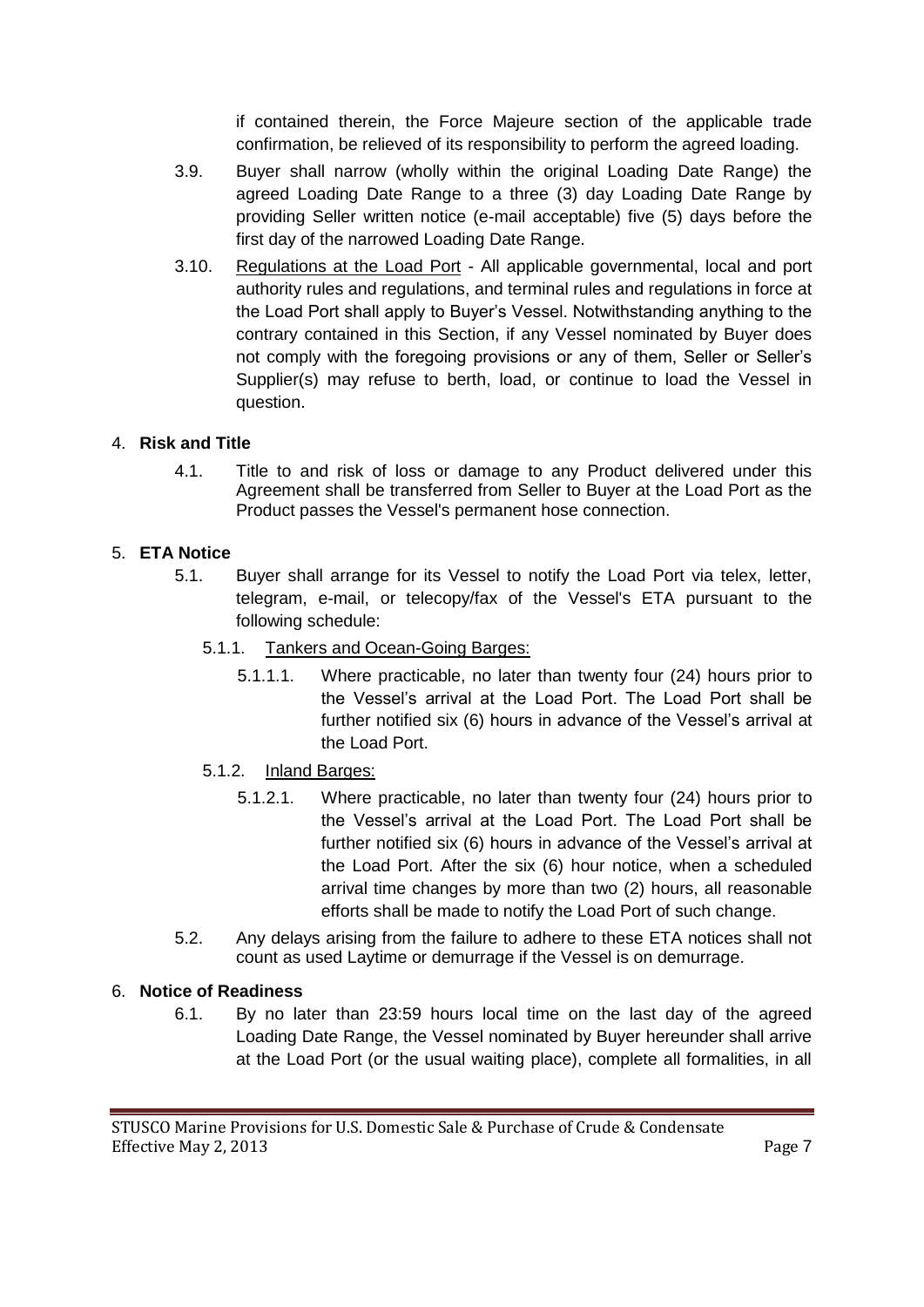if contained therein, the Force Majeure section of the applicable trade confirmation, be relieved of its responsibility to perform the agreed loading.

3.9. Buyer shall narrow (wholly within the original Loading Date Range) the agreed Loading Date Range to a three (3) day Loading Date Range by providing Seller written notice (e-mail acceptable) five (5) days before the first day of the narrowed Loading Date Range.

3.10. Regulations at the Load Port - All applicable governmental, local and port authority rules and regulations, and terminal rules and regulations in force at the Load Port shall apply to Buyer's Vessel. Notwithstanding anything to the contrary contained in this Section, if any Vessel nominated by Buyer does not comply with the foregoing provisions or any of them, Seller or Seller's Supplier(s) may refuse to berth, load, or continue to load the Vessel in question.

4. **Risk and Title**

4.1. Title to and risk of loss or damage to any Product delivered under this Agreement shall be transferred from Seller to Buyer at the Load Port as the Product passes the Vessel's permanent hose connection.

5. **ETA Notice**

5.1. Buyer shall arrange for its Vessel to notify the Load Port via telex, letter, telegram, e-mail, or telecopy/fax of the Vessel's ETA pursuant to the following schedule:

5.1.1. Tankers and Ocean-Going Barges:

5.1.1.1. Where practicable, no later than twenty four (24) hours prior to the Vessel's arrival at the Load Port. The Load Port shall be further notified six (6) hours in advance of the Vessel's arrival at the Load Port.

5.1.2. Inland Barges:

5.1.2.1. Where practicable, no later than twenty four (24) hours prior to the Vessel's arrival at the Load Port. The Load Port shall be further notified six (6) hours in advance of the Vessel's arrival at the Load Port. After the six (6) hour notice, when a scheduled arrival time changes by more than two (2) hours, all reasonable efforts shall be made to notify the Load Port of such change.

5.2. Any delays arising from the failure to adhere to these ETA notices shall not count as used Laytime or demurrage if the Vessel is on demurrage.

6. **Notice of Readiness**

6.1. By no later than 23:59 hours local time on the last day of the agreed Loading Date Range, the Vessel nominated by Buyer hereunder shall arrive at the Load Port (or the usual waiting place), complete all formalities, in all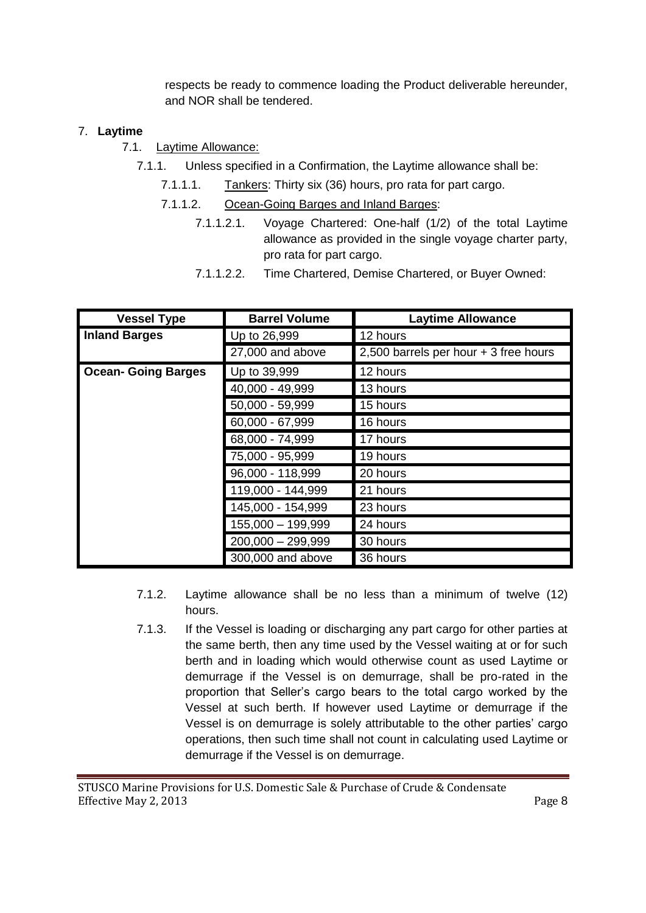respects be ready to commence loading the Product deliverable hereunder, and NOR shall be tendered.

7. **Laytime**

7.1. Laytime Allowance:

7.1.1. Unless specified in a Confirmation, the Laytime allowance shall be:

7.1.1.1. Tankers: Thirty six (36) hours, pro rata for part cargo.

7.1.1.2. Ocean-Going Barges and Inland Barges:

7.1.1.2.1. Voyage Chartered: One-half (1/2) of the total Laytime allowance as provided in the single voyage charter party, pro rata for part cargo.

7.1.1.2.2. Time Chartered, Demise Chartered, or Buyer Owned:

| Vessel Type | Barrel Volume | Laytime Allowance |
|---|---|---|
| **Inland Barges** | Up to 26,999 | 12 hours |
| | 27,000 and above | 2,500 barrels per hour + 3 free hours |
| **Ocean- Going Barges** | Up to 39,999 | 12 hours |
| | 40,000 - 49,999 | 13 hours |
| | 50,000 - 59,999 | 15 hours |
| | 60,000 - 67,999 | 16 hours |
| | 68,000 - 74,999 | 17 hours |
| | 75,000 - 95,999 | 19 hours |
| | 96,000 - 118,999 | 20 hours |
| | 119,000 - 144,999 | 21 hours |
| | 145,000 - 154,999 | 23 hours |
| | 155,000 – 199,999 | 24 hours |
| | 200,000 – 299,999 | 30 hours |
| | 300,000 and above | 36 hours |

7.1.2. Laytime allowance shall be no less than a minimum of twelve (12) hours.

7.1.3. If the Vessel is loading or discharging any part cargo for other parties at the same berth, then any time used by the Vessel waiting at or for such berth and in loading which would otherwise count as used Laytime or demurrage if the Vessel is on demurrage, shall be pro-rated in the proportion that Seller's cargo bears to the total cargo worked by the Vessel at such berth. If however used Laytime or demurrage if the Vessel is on demurrage is solely attributable to the other parties' cargo operations, then such time shall not count in calculating used Laytime or demurrage if the Vessel is on demurrage.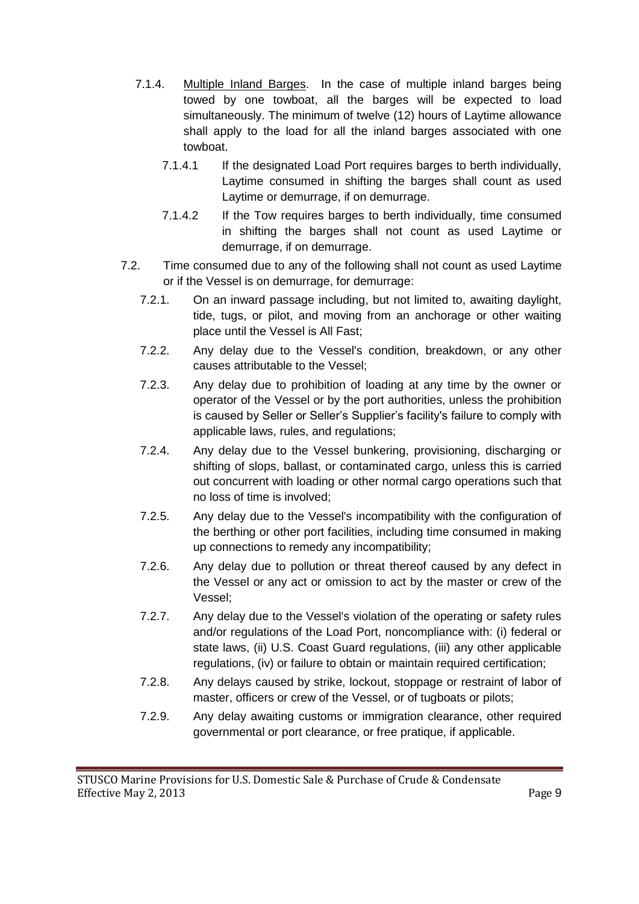7.1.4. Multiple Inland Barges. In the case of multiple inland barges being towed by one towboat, all the barges will be expected to load simultaneously. The minimum of twelve (12) hours of Laytime allowance shall apply to the load for all the inland barges associated with one towboat.

7.1.4.1 If the designated Load Port requires barges to berth individually, Laytime consumed in shifting the barges shall count as used Laytime or demurrage, if on demurrage.

7.1.4.2 If the Tow requires barges to berth individually, time consumed in shifting the barges shall not count as used Laytime or demurrage, if on demurrage.

7.2. Time consumed due to any of the following shall not count as used Laytime or if the Vessel is on demurrage, for demurrage:

7.2.1. On an inward passage including, but not limited to, awaiting daylight, tide, tugs, or pilot, and moving from an anchorage or other waiting place until the Vessel is All Fast;

7.2.2. Any delay due to the Vessel's condition, breakdown, or any other causes attributable to the Vessel;

7.2.3. Any delay due to prohibition of loading at any time by the owner or operator of the Vessel or by the port authorities, unless the prohibition is caused by Seller or Seller's Supplier's facility's failure to comply with applicable laws, rules, and regulations;

7.2.4. Any delay due to the Vessel bunkering, provisioning, discharging or shifting of slops, ballast, or contaminated cargo, unless this is carried out concurrent with loading or other normal cargo operations such that no loss of time is involved;

7.2.5. Any delay due to the Vessel's incompatibility with the configuration of the berthing or other port facilities, including time consumed in making up connections to remedy any incompatibility;

7.2.6. Any delay due to pollution or threat thereof caused by any defect in the Vessel or any act or omission to act by the master or crew of the Vessel;

7.2.7. Any delay due to the Vessel's violation of the operating or safety rules and/or regulations of the Load Port, noncompliance with: (i) federal or state laws, (ii) U.S. Coast Guard regulations, (iii) any other applicable regulations, (iv) or failure to obtain or maintain required certification;

7.2.8. Any delays caused by strike, lockout, stoppage or restraint of labor of master, officers or crew of the Vessel, or of tugboats or pilots;

7.2.9. Any delay awaiting customs or immigration clearance, other required governmental or port clearance, or free pratique, if applicable.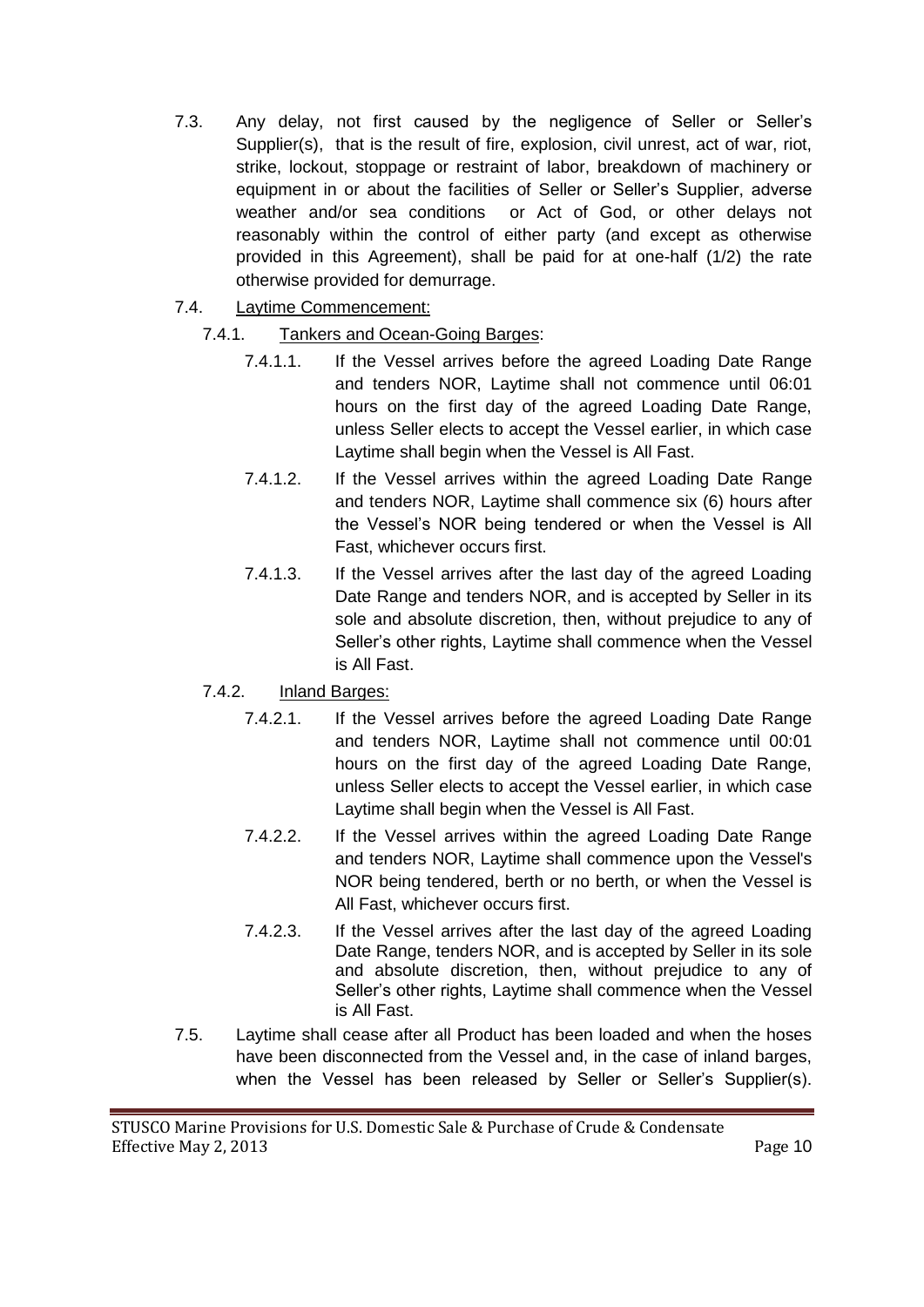7.3. Any delay, not first caused by the negligence of Seller or Seller's Supplier(s), that is the result of fire, explosion, civil unrest, act of war, riot, strike, lockout, stoppage or restraint of labor, breakdown of machinery or equipment in or about the facilities of Seller or Seller's Supplier, adverse weather and/or sea conditions or Act of God, or other delays not reasonably within the control of either party (and except as otherwise provided in this Agreement), shall be paid for at one-half (1/2) the rate otherwise provided for demurrage.

7.4. <u>Laytime Commencement:</u>

7.4.1. <u>Tankers and Ocean-Going Barges</u>:

7.4.1.1. If the Vessel arrives before the agreed Loading Date Range and tenders NOR, Laytime shall not commence until 06:01 hours on the first day of the agreed Loading Date Range, unless Seller elects to accept the Vessel earlier, in which case Laytime shall begin when the Vessel is All Fast.

7.4.1.2. If the Vessel arrives within the agreed Loading Date Range and tenders NOR, Laytime shall commence six (6) hours after the Vessel's NOR being tendered or when the Vessel is All Fast, whichever occurs first.

7.4.1.3. If the Vessel arrives after the last day of the agreed Loading Date Range and tenders NOR, and is accepted by Seller in its sole and absolute discretion, then, without prejudice to any of Seller's other rights, Laytime shall commence when the Vessel is All Fast.

7.4.2. <u>Inland Barges:</u>

7.4.2.1. If the Vessel arrives before the agreed Loading Date Range and tenders NOR, Laytime shall not commence until 00:01 hours on the first day of the agreed Loading Date Range, unless Seller elects to accept the Vessel earlier, in which case Laytime shall begin when the Vessel is All Fast.

7.4.2.2. If the Vessel arrives within the agreed Loading Date Range and tenders NOR, Laytime shall commence upon the Vessel's NOR being tendered, berth or no berth, or when the Vessel is All Fast, whichever occurs first.

7.4.2.3. If the Vessel arrives after the last day of the agreed Loading Date Range, tenders NOR, and is accepted by Seller in its sole and absolute discretion, then, without prejudice to any of Seller's other rights, Laytime shall commence when the Vessel is All Fast.

7.5. Laytime shall cease after all Product has been loaded and when the hoses have been disconnected from the Vessel and, in the case of inland barges, when the Vessel has been released by Seller or Seller's Supplier(s).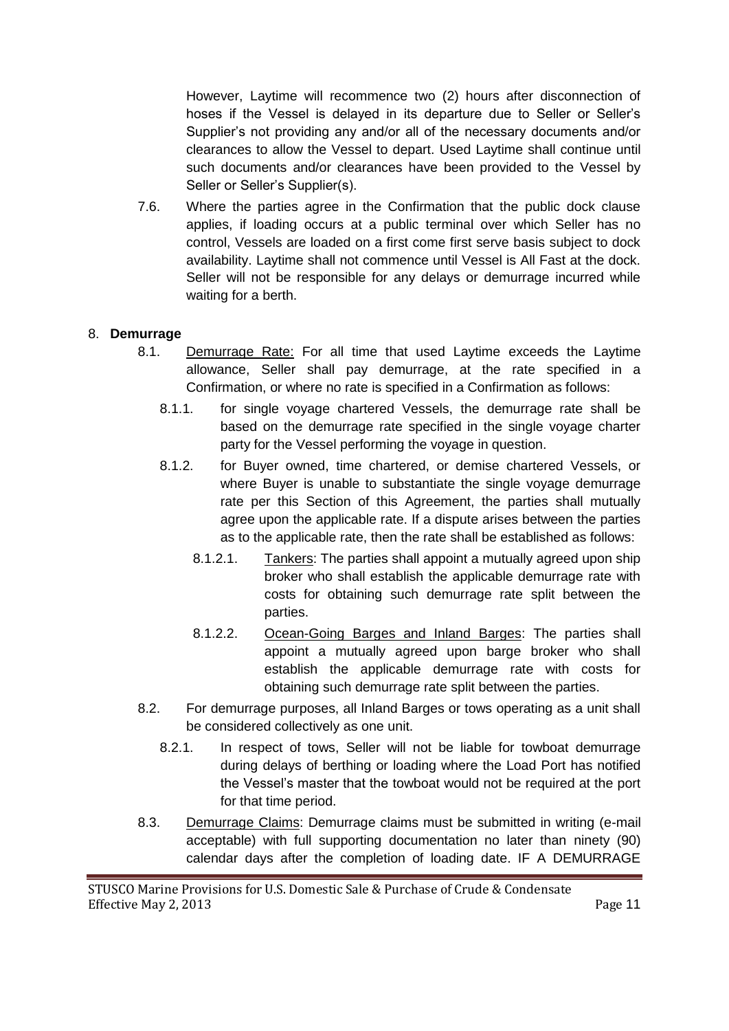However, Laytime will recommence two (2) hours after disconnection of hoses if the Vessel is delayed in its departure due to Seller or Seller's Supplier's not providing any and/or all of the necessary documents and/or clearances to allow the Vessel to depart. Used Laytime shall continue until such documents and/or clearances have been provided to the Vessel by Seller or Seller's Supplier(s).

7.6. Where the parties agree in the Confirmation that the public dock clause applies, if loading occurs at a public terminal over which Seller has no control, Vessels are loaded on a first come first serve basis subject to dock availability. Laytime shall not commence until Vessel is All Fast at the dock. Seller will not be responsible for any delays or demurrage incurred while waiting for a berth.

8. **Demurrage**

8.1. Demurrage Rate: For all time that used Laytime exceeds the Laytime allowance, Seller shall pay demurrage, at the rate specified in a Confirmation, or where no rate is specified in a Confirmation as follows:

8.1.1. for single voyage chartered Vessels, the demurrage rate shall be based on the demurrage rate specified in the single voyage charter party for the Vessel performing the voyage in question.

8.1.2. for Buyer owned, time chartered, or demise chartered Vessels, or where Buyer is unable to substantiate the single voyage demurrage rate per this Section of this Agreement, the parties shall mutually agree upon the applicable rate. If a dispute arises between the parties as to the applicable rate, then the rate shall be established as follows:

8.1.2.1. Tankers: The parties shall appoint a mutually agreed upon ship broker who shall establish the applicable demurrage rate with costs for obtaining such demurrage rate split between the parties.

8.1.2.2. Ocean-Going Barges and Inland Barges: The parties shall appoint a mutually agreed upon barge broker who shall establish the applicable demurrage rate with costs for obtaining such demurrage rate split between the parties.

8.2. For demurrage purposes, all Inland Barges or tows operating as a unit shall be considered collectively as one unit.

8.2.1. In respect of tows, Seller will not be liable for towboat demurrage during delays of berthing or loading where the Load Port has notified the Vessel's master that the towboat would not be required at the port for that time period.

8.3. Demurrage Claims: Demurrage claims must be submitted in writing (e-mail acceptable) with full supporting documentation no later than ninety (90) calendar days after the completion of loading date. IF A DEMURRAGE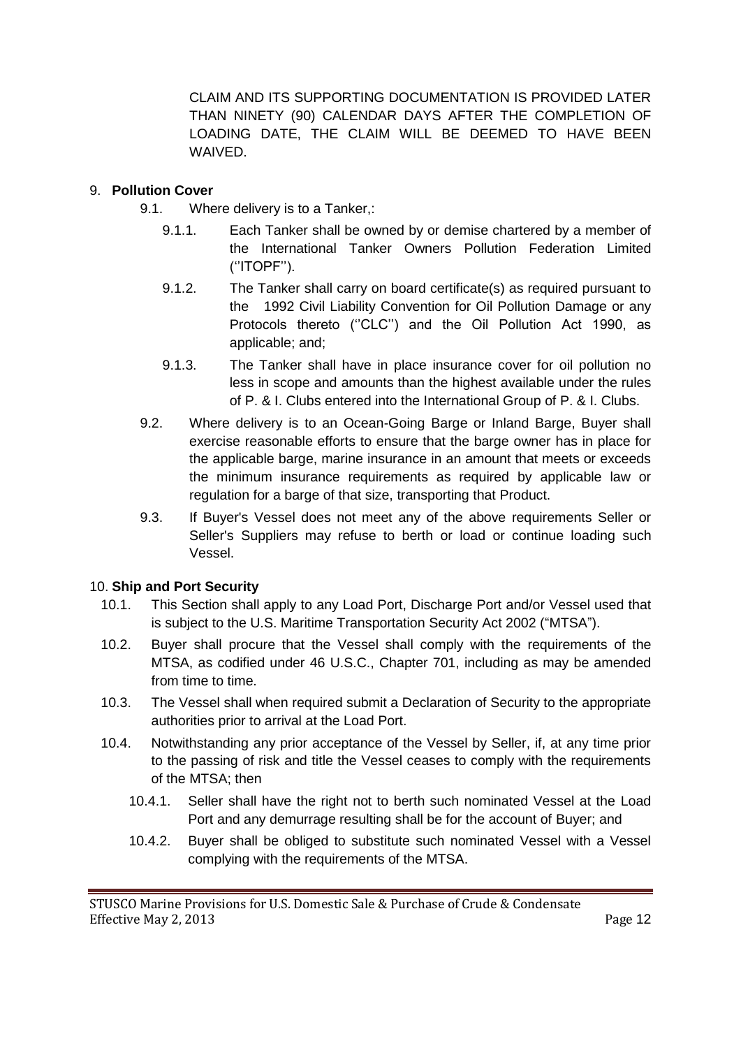CLAIM AND ITS SUPPORTING DOCUMENTATION IS PROVIDED LATER THAN NINETY (90) CALENDAR DAYS AFTER THE COMPLETION OF LOADING DATE, THE CLAIM WILL BE DEEMED TO HAVE BEEN WAIVED.

## 9. **Pollution Cover**

9.1. Where delivery is to a Tanker,:

9.1.1. Each Tanker shall be owned by or demise chartered by a member of the International Tanker Owners Pollution Federation Limited (''ITOPF'').

9.1.2. The Tanker shall carry on board certificate(s) as required pursuant to the 1992 Civil Liability Convention for Oil Pollution Damage or any Protocols thereto (''CLC'') and the Oil Pollution Act 1990, as applicable; and;

9.1.3. The Tanker shall have in place insurance cover for oil pollution no less in scope and amounts than the highest available under the rules of P. & I. Clubs entered into the International Group of P. & I. Clubs.

9.2. Where delivery is to an Ocean-Going Barge or Inland Barge, Buyer shall exercise reasonable efforts to ensure that the barge owner has in place for the applicable barge, marine insurance in an amount that meets or exceeds the minimum insurance requirements as required by applicable law or regulation for a barge of that size, transporting that Product.

9.3. If Buyer's Vessel does not meet any of the above requirements Seller or Seller's Suppliers may refuse to berth or load or continue loading such Vessel.

## 10. **Ship and Port Security**

10.1. This Section shall apply to any Load Port, Discharge Port and/or Vessel used that is subject to the U.S. Maritime Transportation Security Act 2002 ("MTSA").

10.2. Buyer shall procure that the Vessel shall comply with the requirements of the MTSA, as codified under 46 U.S.C., Chapter 701, including as may be amended from time to time.

10.3. The Vessel shall when required submit a Declaration of Security to the appropriate authorities prior to arrival at the Load Port.

10.4. Notwithstanding any prior acceptance of the Vessel by Seller, if, at any time prior to the passing of risk and title the Vessel ceases to comply with the requirements of the MTSA; then

10.4.1. Seller shall have the right not to berth such nominated Vessel at the Load Port and any demurrage resulting shall be for the account of Buyer; and

10.4.2. Buyer shall be obliged to substitute such nominated Vessel with a Vessel complying with the requirements of the MTSA.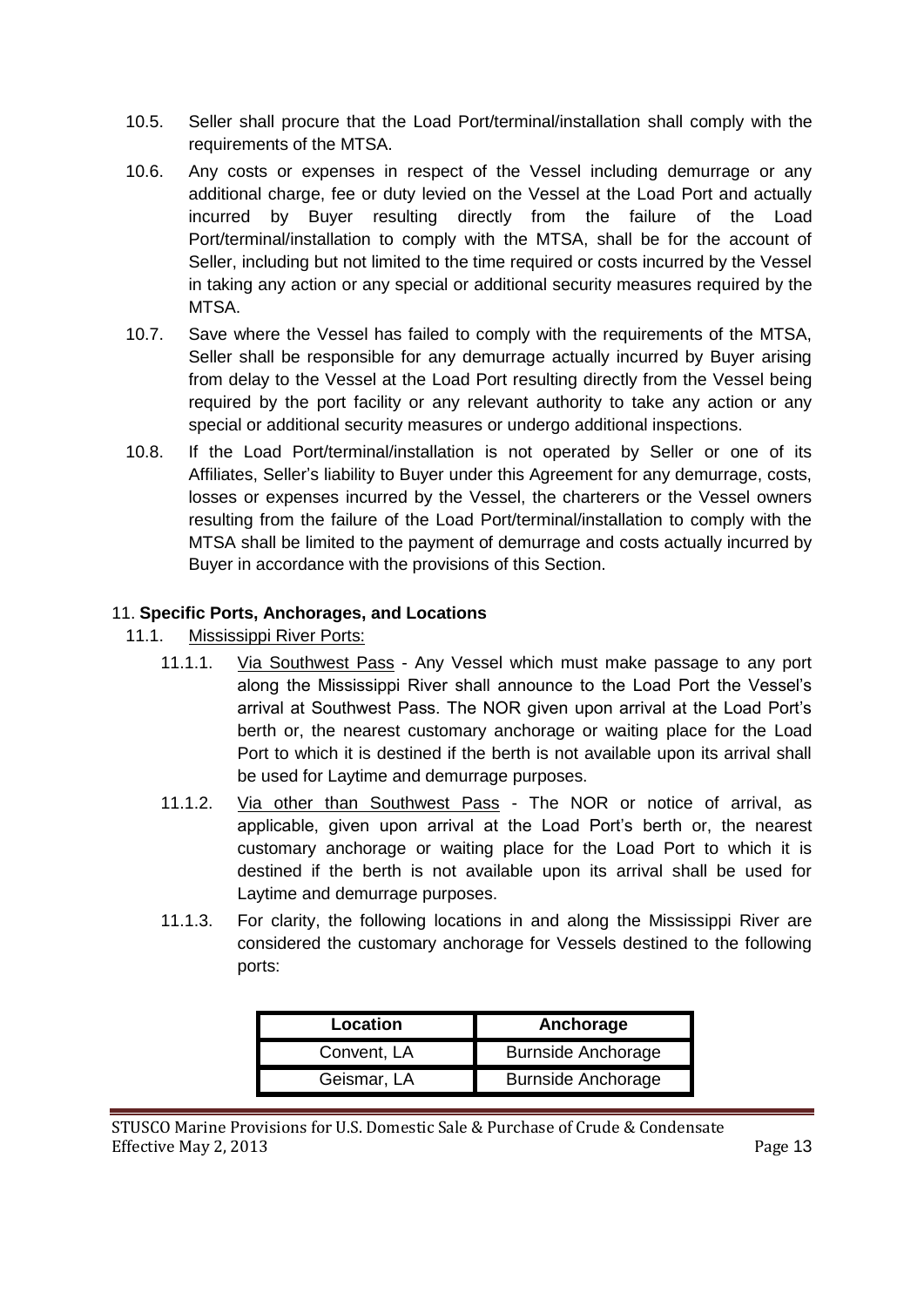10.5. Seller shall procure that the Load Port/terminal/installation shall comply with the requirements of the MTSA.

10.6. Any costs or expenses in respect of the Vessel including demurrage or any additional charge, fee or duty levied on the Vessel at the Load Port and actually incurred by Buyer resulting directly from the failure of the Load Port/terminal/installation to comply with the MTSA, shall be for the account of Seller, including but not limited to the time required or costs incurred by the Vessel in taking any action or any special or additional security measures required by the MTSA.

10.7. Save where the Vessel has failed to comply with the requirements of the MTSA, Seller shall be responsible for any demurrage actually incurred by Buyer arising from delay to the Vessel at the Load Port resulting directly from the Vessel being required by the port facility or any relevant authority to take any action or any special or additional security measures or undergo additional inspections.

10.8. If the Load Port/terminal/installation is not operated by Seller or one of its Affiliates, Seller's liability to Buyer under this Agreement for any demurrage, costs, losses or expenses incurred by the Vessel, the charterers or the Vessel owners resulting from the failure of the Load Port/terminal/installation to comply with the MTSA shall be limited to the payment of demurrage and costs actually incurred by Buyer in accordance with the provisions of this Section.

## 11. **Specific Ports, Anchorages, and Locations**

11.1. Mississippi River Ports:

11.1.1. Via Southwest Pass - Any Vessel which must make passage to any port along the Mississippi River shall announce to the Load Port the Vessel's arrival at Southwest Pass. The NOR given upon arrival at the Load Port's berth or, the nearest customary anchorage or waiting place for the Load Port to which it is destined if the berth is not available upon its arrival shall be used for Laytime and demurrage purposes.

11.1.2. Via other than Southwest Pass - The NOR or notice of arrival, as applicable, given upon arrival at the Load Port's berth or, the nearest customary anchorage or waiting place for the Load Port to which it is destined if the berth is not available upon its arrival shall be used for Laytime and demurrage purposes.

11.1.3. For clarity, the following locations in and along the Mississippi River are considered the customary anchorage for Vessels destined to the following ports:

| Location | Anchorage |
|---|---|
| Convent, LA | Burnside Anchorage |
| Geismar, LA | Burnside Anchorage |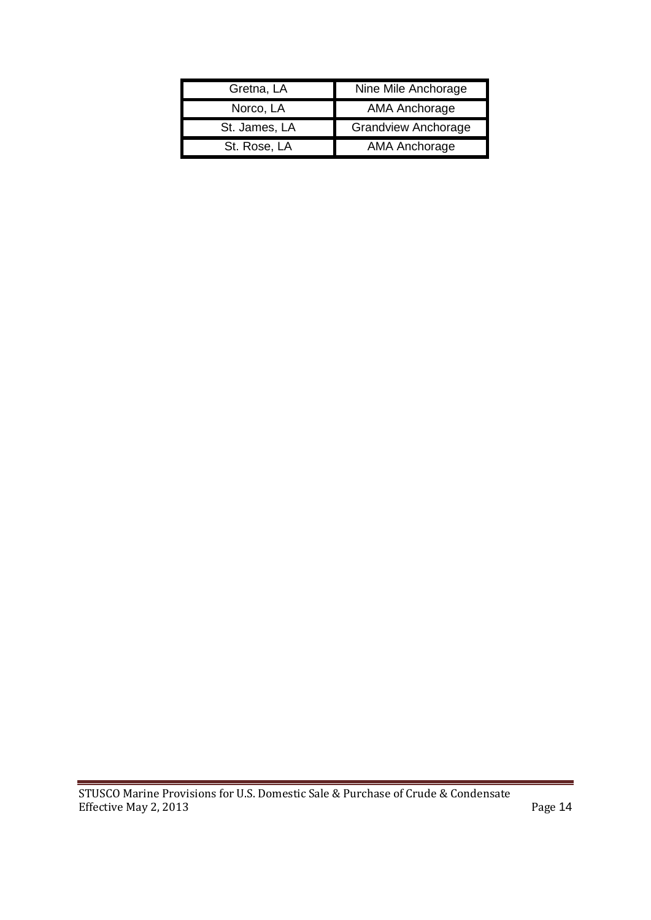| Gretna, LA | Nine Mile Anchorage |
|---|---|
| Norco, LA | AMA Anchorage |
| St. James, LA | Grandview Anchorage |
| St. Rose, LA | AMA Anchorage |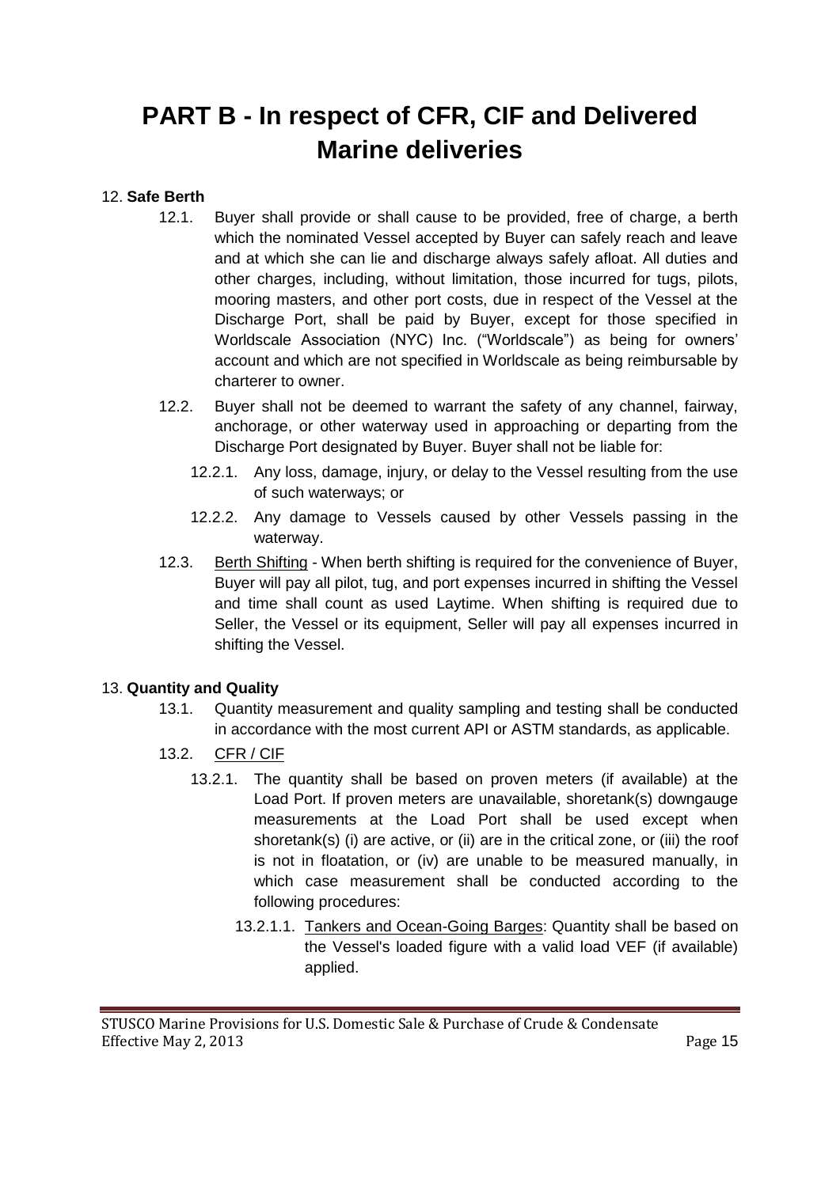# PART B - In respect of CFR, CIF and Delivered Marine deliveries

12. **Safe Berth**

12.1. Buyer shall provide or shall cause to be provided, free of charge, a berth which the nominated Vessel accepted by Buyer can safely reach and leave and at which she can lie and discharge always safely afloat. All duties and other charges, including, without limitation, those incurred for tugs, pilots, mooring masters, and other port costs, due in respect of the Vessel at the Discharge Port, shall be paid by Buyer, except for those specified in Worldscale Association (NYC) Inc. ("Worldscale") as being for owners' account and which are not specified in Worldscale as being reimbursable by charterer to owner.

12.2. Buyer shall not be deemed to warrant the safety of any channel, fairway, anchorage, or other waterway used in approaching or departing from the Discharge Port designated by Buyer. Buyer shall not be liable for:

12.2.1. Any loss, damage, injury, or delay to the Vessel resulting from the use of such waterways; or

12.2.2. Any damage to Vessels caused by other Vessels passing in the waterway.

12.3. Berth Shifting - When berth shifting is required for the convenience of Buyer, Buyer will pay all pilot, tug, and port expenses incurred in shifting the Vessel and time shall count as used Laytime. When shifting is required due to Seller, the Vessel or its equipment, Seller will pay all expenses incurred in shifting the Vessel.

13. **Quantity and Quality**

13.1. Quantity measurement and quality sampling and testing shall be conducted in accordance with the most current API or ASTM standards, as applicable.

13.2. CFR / CIF

13.2.1. The quantity shall be based on proven meters (if available) at the Load Port. If proven meters are unavailable, shoretank(s) downgauge measurements at the Load Port shall be used except when shoretank(s) (i) are active, or (ii) are in the critical zone, or (iii) the roof is not in floatation, or (iv) are unable to be measured manually, in which case measurement shall be conducted according to the following procedures:

13.2.1.1. Tankers and Ocean-Going Barges: Quantity shall be based on the Vessel's loaded figure with a valid load VEF (if available) applied.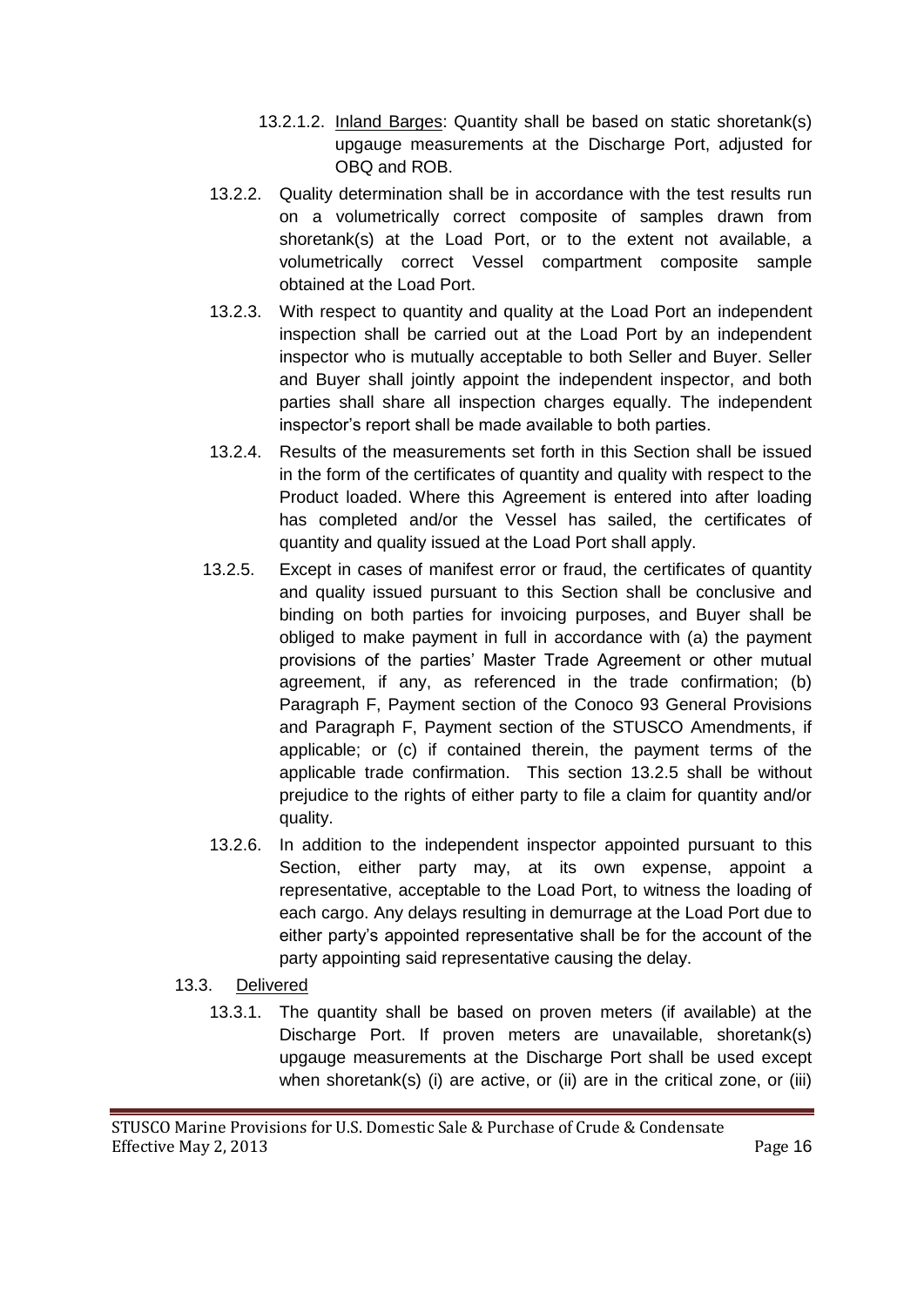13.2.1.2. Inland Barges: Quantity shall be based on static shoretank(s) upgauge measurements at the Discharge Port, adjusted for OBQ and ROB.

13.2.2. Quality determination shall be in accordance with the test results run on a volumetrically correct composite of samples drawn from shoretank(s) at the Load Port, or to the extent not available, a volumetrically correct Vessel compartment composite sample obtained at the Load Port.

13.2.3. With respect to quantity and quality at the Load Port an independent inspection shall be carried out at the Load Port by an independent inspector who is mutually acceptable to both Seller and Buyer. Seller and Buyer shall jointly appoint the independent inspector, and both parties shall share all inspection charges equally. The independent inspector's report shall be made available to both parties.

13.2.4. Results of the measurements set forth in this Section shall be issued in the form of the certificates of quantity and quality with respect to the Product loaded. Where this Agreement is entered into after loading has completed and/or the Vessel has sailed, the certificates of quantity and quality issued at the Load Port shall apply.

13.2.5. Except in cases of manifest error or fraud, the certificates of quantity and quality issued pursuant to this Section shall be conclusive and binding on both parties for invoicing purposes, and Buyer shall be obliged to make payment in full in accordance with (a) the payment provisions of the parties' Master Trade Agreement or other mutual agreement, if any, as referenced in the trade confirmation; (b) Paragraph F, Payment section of the Conoco 93 General Provisions and Paragraph F, Payment section of the STUSCO Amendments, if applicable; or (c) if contained therein, the payment terms of the applicable trade confirmation. This section 13.2.5 shall be without prejudice to the rights of either party to file a claim for quantity and/or quality.

13.2.6. In addition to the independent inspector appointed pursuant to this Section, either party may, at its own expense, appoint a representative, acceptable to the Load Port, to witness the loading of each cargo. Any delays resulting in demurrage at the Load Port due to either party's appointed representative shall be for the account of the party appointing said representative causing the delay.

13.3. Delivered

13.3.1. The quantity shall be based on proven meters (if available) at the Discharge Port. If proven meters are unavailable, shoretank(s) upgauge measurements at the Discharge Port shall be used except when shoretank(s) (i) are active, or (ii) are in the critical zone, or (iii)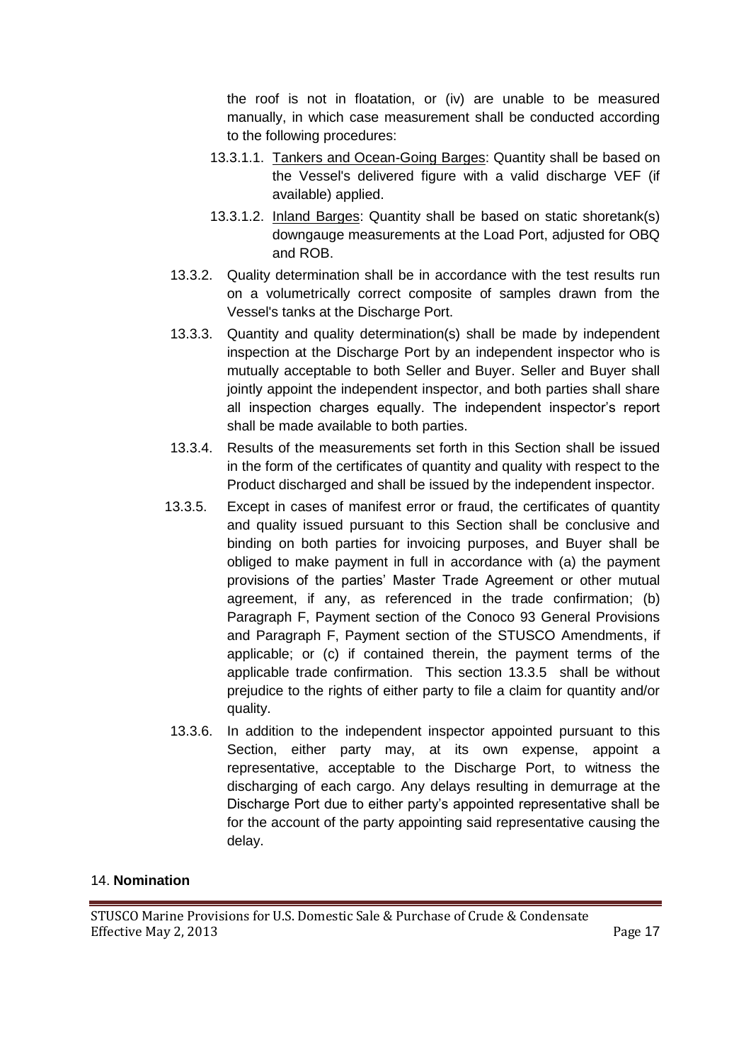the roof is not in floatation, or (iv) are unable to be measured manually, in which case measurement shall be conducted according to the following procedures:

13.3.1.1. Tankers and Ocean-Going Barges: Quantity shall be based on the Vessel's delivered figure with a valid discharge VEF (if available) applied.

13.3.1.2. Inland Barges: Quantity shall be based on static shoretank(s) downgauge measurements at the Load Port, adjusted for OBQ and ROB.

13.3.2. Quality determination shall be in accordance with the test results run on a volumetrically correct composite of samples drawn from the Vessel's tanks at the Discharge Port.

13.3.3. Quantity and quality determination(s) shall be made by independent inspection at the Discharge Port by an independent inspector who is mutually acceptable to both Seller and Buyer. Seller and Buyer shall jointly appoint the independent inspector, and both parties shall share all inspection charges equally. The independent inspector's report shall be made available to both parties.

13.3.4. Results of the measurements set forth in this Section shall be issued in the form of the certificates of quantity and quality with respect to the Product discharged and shall be issued by the independent inspector.

13.3.5. Except in cases of manifest error or fraud, the certificates of quantity and quality issued pursuant to this Section shall be conclusive and binding on both parties for invoicing purposes, and Buyer shall be obliged to make payment in full in accordance with (a) the payment provisions of the parties' Master Trade Agreement or other mutual agreement, if any, as referenced in the trade confirmation; (b) Paragraph F, Payment section of the Conoco 93 General Provisions and Paragraph F, Payment section of the STUSCO Amendments, if applicable; or (c) if contained therein, the payment terms of the applicable trade confirmation. This section 13.3.5 shall be without prejudice to the rights of either party to file a claim for quantity and/or quality.

13.3.6. In addition to the independent inspector appointed pursuant to this Section, either party may, at its own expense, appoint a representative, acceptable to the Discharge Port, to witness the discharging of each cargo. Any delays resulting in demurrage at the Discharge Port due to either party's appointed representative shall be for the account of the party appointing said representative causing the delay.

## 14. **Nomination**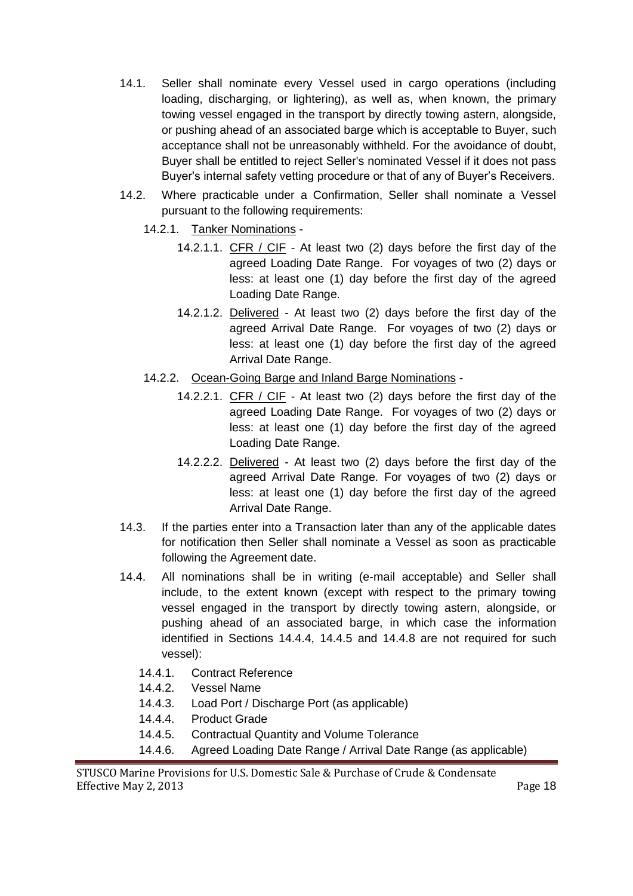- 14.1. Seller shall nominate every Vessel used in cargo operations (including loading, discharging, or lightering), as well as, when known, the primary towing vessel engaged in the transport by directly towing astern, alongside, or pushing ahead of an associated barge which is acceptable to Buyer, such acceptance shall not be unreasonably withheld. For the avoidance of doubt, Buyer shall be entitled to reject Seller's nominated Vessel if it does not pass Buyer's internal safety vetting procedure or that of any of Buyer's Receivers.
- 14.2. Where practicable under a Confirmation, Seller shall nominate a Vessel pursuant to the following requirements:
  - 14.2.1. <u>Tanker Nominations</u> -
    - 14.2.1.1. <u>CFR / CIF</u> - At least two (2) days before the first day of the agreed Loading Date Range. For voyages of two (2) days or less: at least one (1) day before the first day of the agreed Loading Date Range.
    - 14.2.1.2. <u>Delivered</u> - At least two (2) days before the first day of the agreed Arrival Date Range. For voyages of two (2) days or less: at least one (1) day before the first day of the agreed Arrival Date Range.
  - 14.2.2. <u>Ocean-Going Barge and Inland Barge Nominations</u> -
    - 14.2.2.1. <u>CFR / CIF</u> - At least two (2) days before the first day of the agreed Loading Date Range. For voyages of two (2) days or less: at least one (1) day before the first day of the agreed Loading Date Range.
    - 14.2.2.2. <u>Delivered</u> - At least two (2) days before the first day of the agreed Arrival Date Range. For voyages of two (2) days or less: at least one (1) day before the first day of the agreed Arrival Date Range.
- 14.3. If the parties enter into a Transaction later than any of the applicable dates for notification then Seller shall nominate a Vessel as soon as practicable following the Agreement date.
- 14.4. All nominations shall be in writing (e-mail acceptable) and Seller shall include, to the extent known (except with respect to the primary towing vessel engaged in the transport by directly towing astern, alongside, or pushing ahead of an associated barge, in which case the information identified in Sections 14.4.4, 14.4.5 and 14.4.8 are not required for such vessel):
  - 14.4.1. Contract Reference
  - 14.4.2. Vessel Name
  - 14.4.3. Load Port / Discharge Port (as applicable)
  - 14.4.4. Product Grade
  - 14.4.5. Contractual Quantity and Volume Tolerance
  - 14.4.6. Agreed Loading Date Range / Arrival Date Range (as applicable)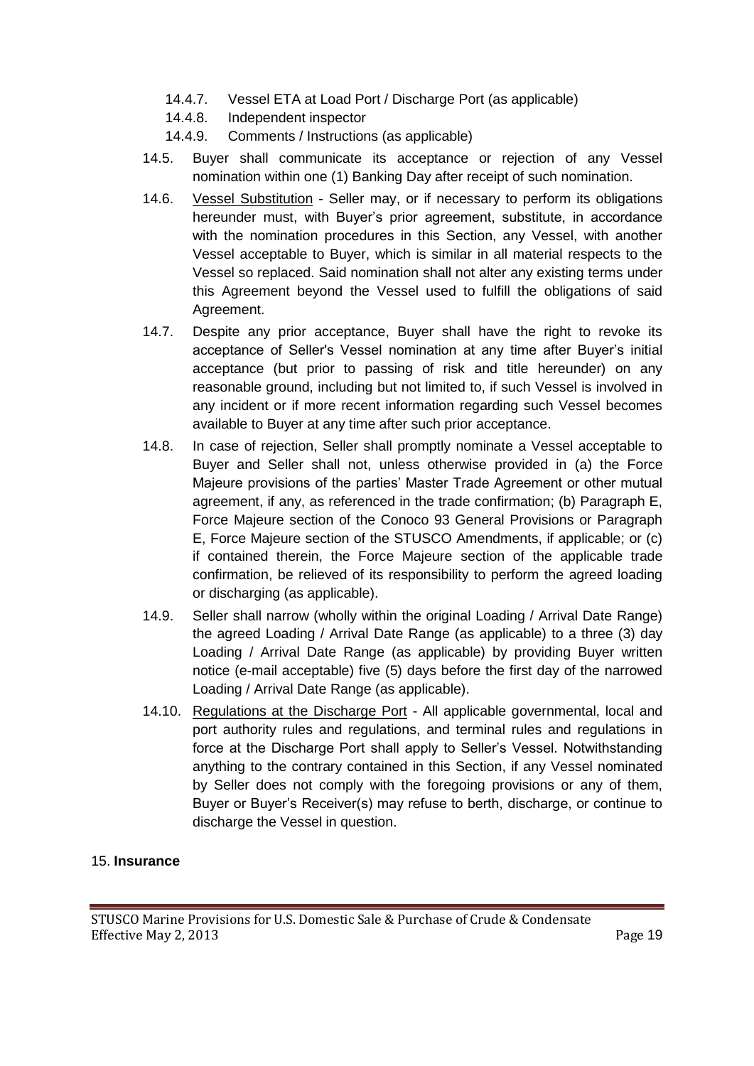14.4.7. Vessel ETA at Load Port / Discharge Port (as applicable)

14.4.8. Independent inspector

14.4.9. Comments / Instructions (as applicable)

14.5. Buyer shall communicate its acceptance or rejection of any Vessel nomination within one (1) Banking Day after receipt of such nomination.

14.6. Vessel Substitution - Seller may, or if necessary to perform its obligations hereunder must, with Buyer's prior agreement, substitute, in accordance with the nomination procedures in this Section, any Vessel, with another Vessel acceptable to Buyer, which is similar in all material respects to the Vessel so replaced. Said nomination shall not alter any existing terms under this Agreement beyond the Vessel used to fulfill the obligations of said Agreement.

14.7. Despite any prior acceptance, Buyer shall have the right to revoke its acceptance of Seller's Vessel nomination at any time after Buyer's initial acceptance (but prior to passing of risk and title hereunder) on any reasonable ground, including but not limited to, if such Vessel is involved in any incident or if more recent information regarding such Vessel becomes available to Buyer at any time after such prior acceptance.

14.8. In case of rejection, Seller shall promptly nominate a Vessel acceptable to Buyer and Seller shall not, unless otherwise provided in (a) the Force Majeure provisions of the parties' Master Trade Agreement or other mutual agreement, if any, as referenced in the trade confirmation; (b) Paragraph E, Force Majeure section of the Conoco 93 General Provisions or Paragraph E, Force Majeure section of the STUSCO Amendments, if applicable; or (c) if contained therein, the Force Majeure section of the applicable trade confirmation, be relieved of its responsibility to perform the agreed loading or discharging (as applicable).

14.9. Seller shall narrow (wholly within the original Loading / Arrival Date Range) the agreed Loading / Arrival Date Range (as applicable) to a three (3) day Loading / Arrival Date Range (as applicable) by providing Buyer written notice (e-mail acceptable) five (5) days before the first day of the narrowed Loading / Arrival Date Range (as applicable).

14.10. Regulations at the Discharge Port - All applicable governmental, local and port authority rules and regulations, and terminal rules and regulations in force at the Discharge Port shall apply to Seller's Vessel. Notwithstanding anything to the contrary contained in this Section, if any Vessel nominated by Seller does not comply with the foregoing provisions or any of them, Buyer or Buyer's Receiver(s) may refuse to berth, discharge, or continue to discharge the Vessel in question.

## 15. **Insurance**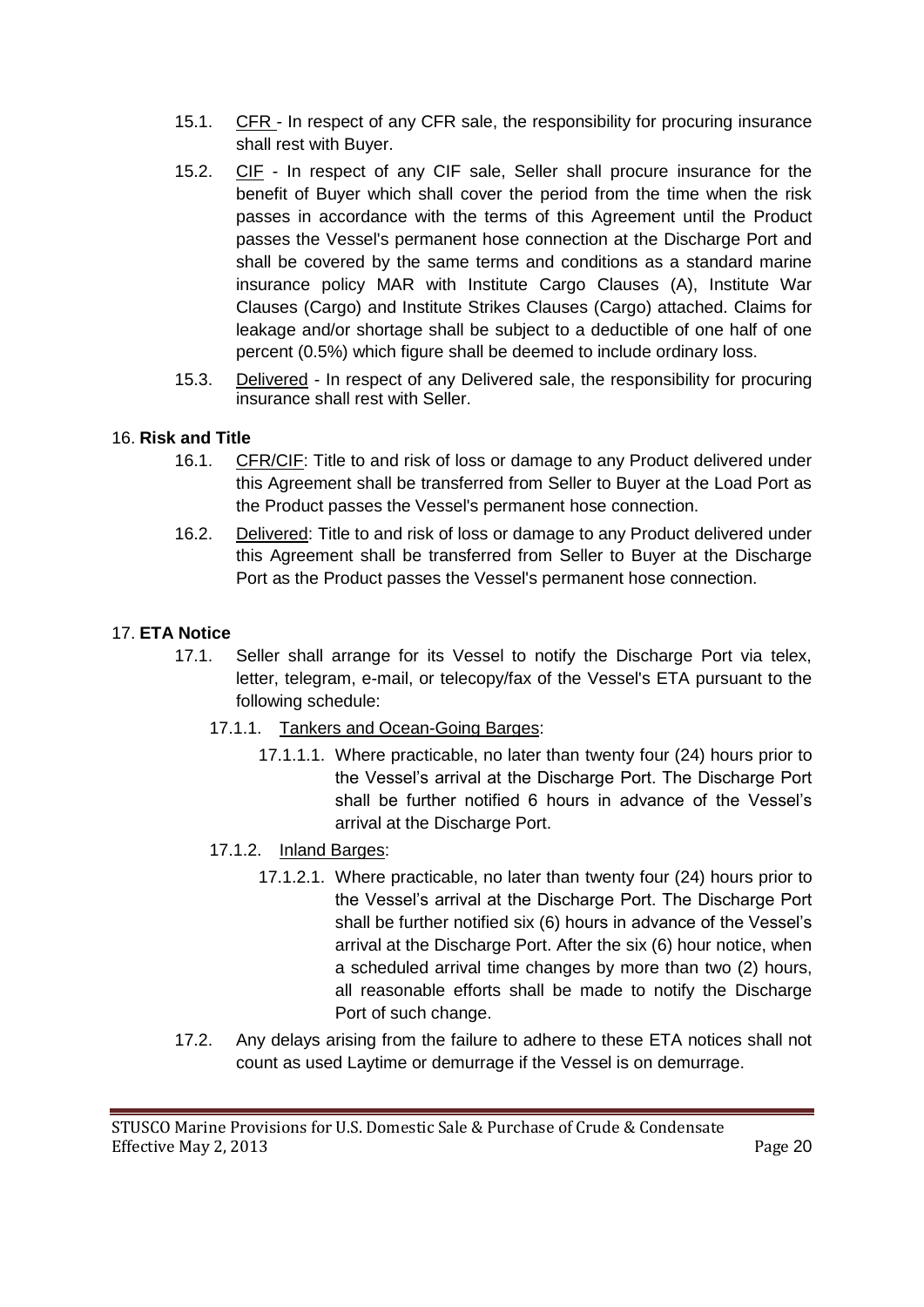15.1. CFR - In respect of any CFR sale, the responsibility for procuring insurance shall rest with Buyer.

15.2. CIF - In respect of any CIF sale, Seller shall procure insurance for the benefit of Buyer which shall cover the period from the time when the risk passes in accordance with the terms of this Agreement until the Product passes the Vessel's permanent hose connection at the Discharge Port and shall be covered by the same terms and conditions as a standard marine insurance policy MAR with Institute Cargo Clauses (A), Institute War Clauses (Cargo) and Institute Strikes Clauses (Cargo) attached. Claims for leakage and/or shortage shall be subject to a deductible of one half of one percent (0.5%) which figure shall be deemed to include ordinary loss.

15.3. Delivered - In respect of any Delivered sale, the responsibility for procuring insurance shall rest with Seller.

## 16. **Risk and Title**

16.1. CFR/CIF: Title to and risk of loss or damage to any Product delivered under this Agreement shall be transferred from Seller to Buyer at the Load Port as the Product passes the Vessel's permanent hose connection.

16.2. Delivered: Title to and risk of loss or damage to any Product delivered under this Agreement shall be transferred from Seller to Buyer at the Discharge Port as the Product passes the Vessel's permanent hose connection.

## 17. **ETA Notice**

17.1. Seller shall arrange for its Vessel to notify the Discharge Port via telex, letter, telegram, e-mail, or telecopy/fax of the Vessel's ETA pursuant to the following schedule:

17.1.1. Tankers and Ocean-Going Barges:

17.1.1.1. Where practicable, no later than twenty four (24) hours prior to the Vessel's arrival at the Discharge Port. The Discharge Port shall be further notified 6 hours in advance of the Vessel's arrival at the Discharge Port.

17.1.2. Inland Barges:

17.1.2.1. Where practicable, no later than twenty four (24) hours prior to the Vessel's arrival at the Discharge Port. The Discharge Port shall be further notified six (6) hours in advance of the Vessel's arrival at the Discharge Port. After the six (6) hour notice, when a scheduled arrival time changes by more than two (2) hours, all reasonable efforts shall be made to notify the Discharge Port of such change.

17.2. Any delays arising from the failure to adhere to these ETA notices shall not count as used Laytime or demurrage if the Vessel is on demurrage.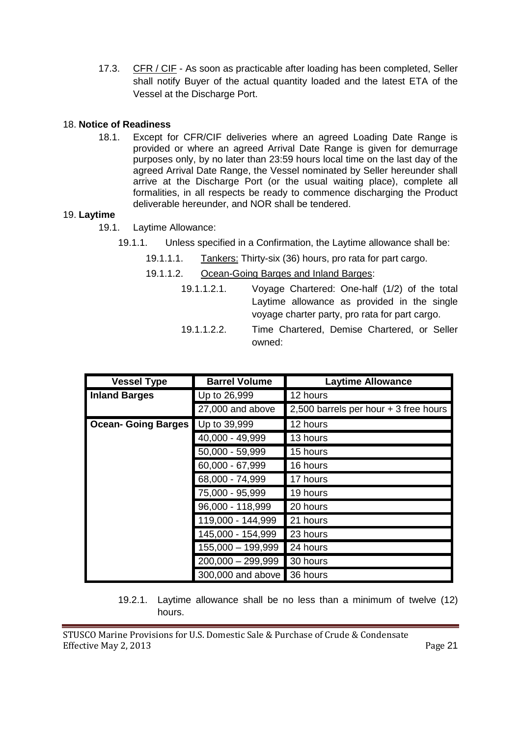17.3. CFR / CIF - As soon as practicable after loading has been completed, Seller shall notify Buyer of the actual quantity loaded and the latest ETA of the Vessel at the Discharge Port.

## 18. **Notice of Readiness**

18.1. Except for CFR/CIF deliveries where an agreed Loading Date Range is provided or where an agreed Arrival Date Range is given for demurrage purposes only, by no later than 23:59 hours local time on the last day of the agreed Arrival Date Range, the Vessel nominated by Seller hereunder shall arrive at the Discharge Port (or the usual waiting place), complete all formalities, in all respects be ready to commence discharging the Product deliverable hereunder, and NOR shall be tendered.

## 19. **Laytime**

19.1. Laytime Allowance:

19.1.1. Unless specified in a Confirmation, the Laytime allowance shall be:

19.1.1.1. Tankers: Thirty-six (36) hours, pro rata for part cargo.

19.1.1.2. Ocean-Going Barges and Inland Barges:

19.1.1.2.1. Voyage Chartered: One-half (1/2) of the total Laytime allowance as provided in the single voyage charter party, pro rata for part cargo.

19.1.1.2.2. Time Chartered, Demise Chartered, or Seller owned:

| Vessel Type | Barrel Volume | Laytime Allowance |
|---|---|---|
| **Inland Barges** | Up to 26,999 | 12 hours |
| | 27,000 and above | 2,500 barrels per hour + 3 free hours |
| **Ocean- Going Barges** | Up to 39,999 | 12 hours |
| | 40,000 - 49,999 | 13 hours |
| | 50,000 - 59,999 | 15 hours |
| | 60,000 - 67,999 | 16 hours |
| | 68,000 - 74,999 | 17 hours |
| | 75,000 - 95,999 | 19 hours |
| | 96,000 - 118,999 | 20 hours |
| | 119,000 - 144,999 | 21 hours |
| | 145,000 - 154,999 | 23 hours |
| | 155,000 – 199,999 | 24 hours |
| | 200,000 – 299,999 | 30 hours |
| | 300,000 and above | 36 hours |

19.2.1. Laytime allowance shall be no less than a minimum of twelve (12) hours.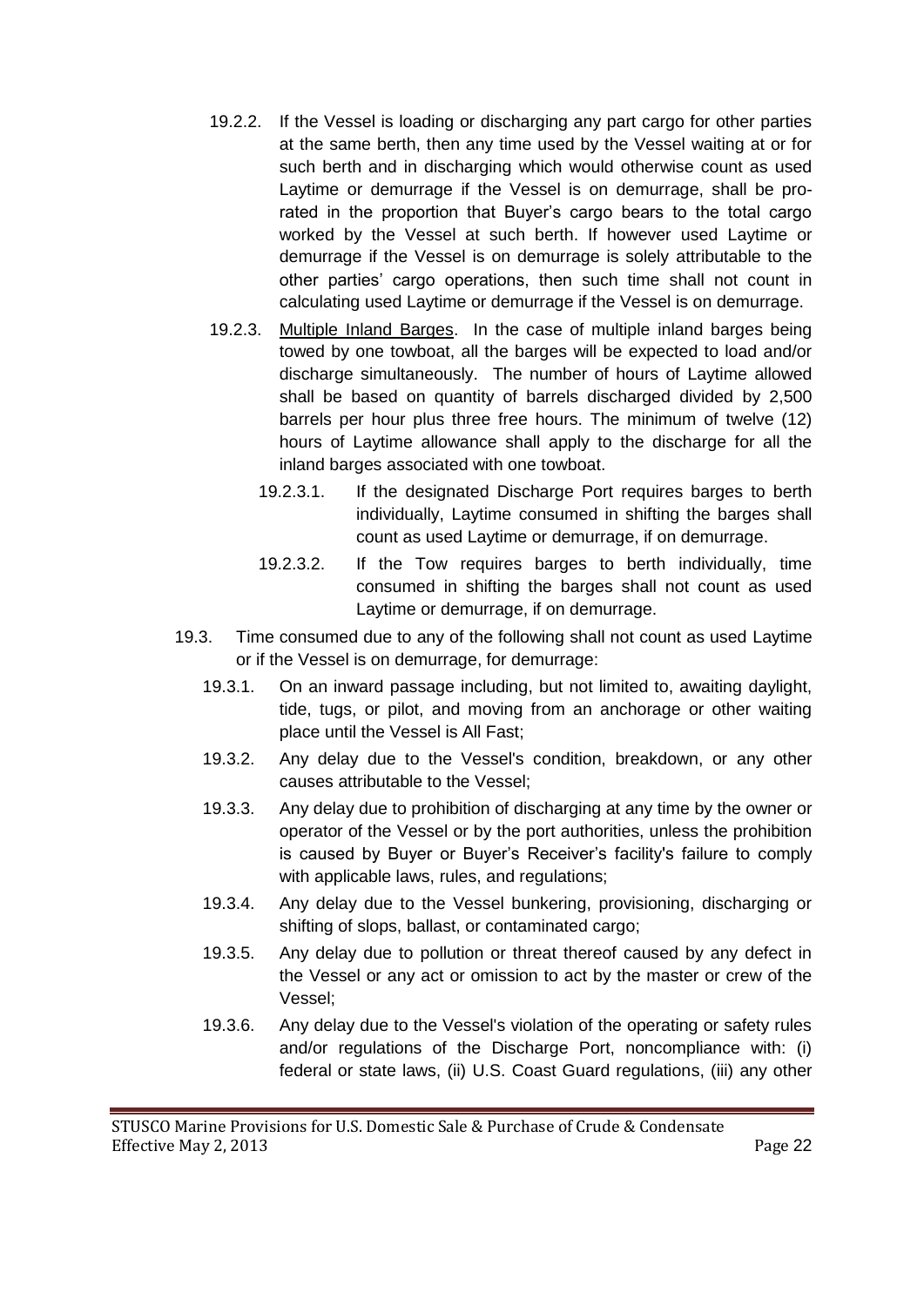19.2.2. If the Vessel is loading or discharging any part cargo for other parties at the same berth, then any time used by the Vessel waiting at or for such berth and in discharging which would otherwise count as used Laytime or demurrage if the Vessel is on demurrage, shall be pro-rated in the proportion that Buyer's cargo bears to the total cargo worked by the Vessel at such berth. If however used Laytime or demurrage if the Vessel is on demurrage is solely attributable to the other parties' cargo operations, then such time shall not count in calculating used Laytime or demurrage if the Vessel is on demurrage.

19.2.3. Multiple Inland Barges. In the case of multiple inland barges being towed by one towboat, all the barges will be expected to load and/or discharge simultaneously. The number of hours of Laytime allowed shall be based on quantity of barrels discharged divided by 2,500 barrels per hour plus three free hours. The minimum of twelve (12) hours of Laytime allowance shall apply to the discharge for all the inland barges associated with one towboat.

19.2.3.1. If the designated Discharge Port requires barges to berth individually, Laytime consumed in shifting the barges shall count as used Laytime or demurrage, if on demurrage.

19.2.3.2. If the Tow requires barges to berth individually, time consumed in shifting the barges shall not count as used Laytime or demurrage, if on demurrage.

19.3. Time consumed due to any of the following shall not count as used Laytime or if the Vessel is on demurrage, for demurrage:

19.3.1. On an inward passage including, but not limited to, awaiting daylight, tide, tugs, or pilot, and moving from an anchorage or other waiting place until the Vessel is All Fast;

19.3.2. Any delay due to the Vessel's condition, breakdown, or any other causes attributable to the Vessel;

19.3.3. Any delay due to prohibition of discharging at any time by the owner or operator of the Vessel or by the port authorities, unless the prohibition is caused by Buyer or Buyer's Receiver's facility's failure to comply with applicable laws, rules, and regulations;

19.3.4. Any delay due to the Vessel bunkering, provisioning, discharging or shifting of slops, ballast, or contaminated cargo;

19.3.5. Any delay due to pollution or threat thereof caused by any defect in the Vessel or any act or omission to act by the master or crew of the Vessel;

19.3.6. Any delay due to the Vessel's violation of the operating or safety rules and/or regulations of the Discharge Port, noncompliance with: (i) federal or state laws, (ii) U.S. Coast Guard regulations, (iii) any other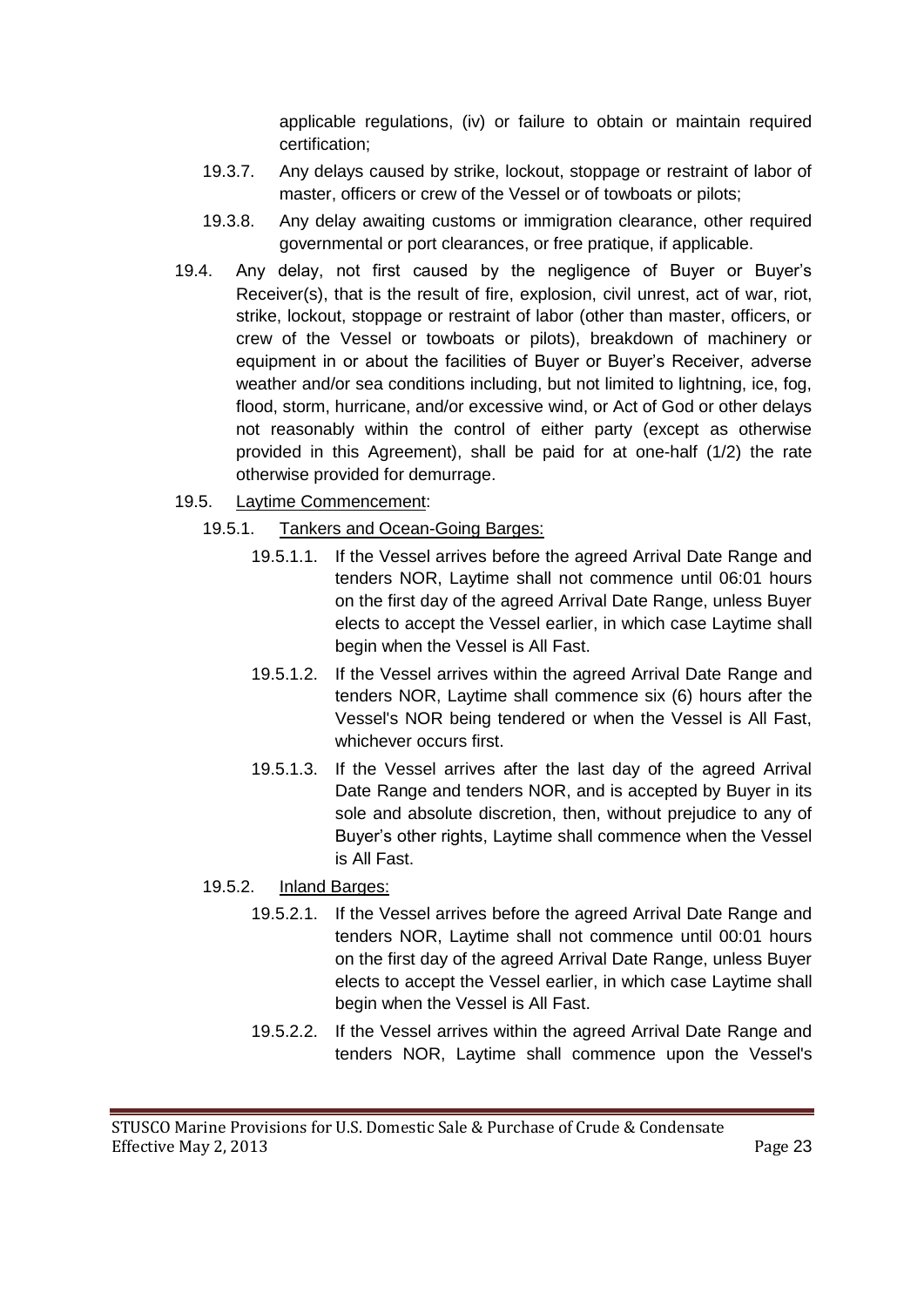applicable regulations, (iv) or failure to obtain or maintain required certification;

19.3.7. Any delays caused by strike, lockout, stoppage or restraint of labor of master, officers or crew of the Vessel or of towboats or pilots;

19.3.8. Any delay awaiting customs or immigration clearance, other required governmental or port clearances, or free pratique, if applicable.

19.4. Any delay, not first caused by the negligence of Buyer or Buyer's Receiver(s), that is the result of fire, explosion, civil unrest, act of war, riot, strike, lockout, stoppage or restraint of labor (other than master, officers, or crew of the Vessel or towboats or pilots), breakdown of machinery or equipment in or about the facilities of Buyer or Buyer's Receiver, adverse weather and/or sea conditions including, but not limited to lightning, ice, fog, flood, storm, hurricane, and/or excessive wind, or Act of God or other delays not reasonably within the control of either party (except as otherwise provided in this Agreement), shall be paid for at one-half (1/2) the rate otherwise provided for demurrage.

19.5. <u>Laytime Commencement</u>:

19.5.1. <u>Tankers and Ocean-Going Barges:</u>

19.5.1.1. If the Vessel arrives before the agreed Arrival Date Range and tenders NOR, Laytime shall not commence until 06:01 hours on the first day of the agreed Arrival Date Range, unless Buyer elects to accept the Vessel earlier, in which case Laytime shall begin when the Vessel is All Fast.

19.5.1.2. If the Vessel arrives within the agreed Arrival Date Range and tenders NOR, Laytime shall commence six (6) hours after the Vessel's NOR being tendered or when the Vessel is All Fast, whichever occurs first.

19.5.1.3. If the Vessel arrives after the last day of the agreed Arrival Date Range and tenders NOR, and is accepted by Buyer in its sole and absolute discretion, then, without prejudice to any of Buyer's other rights, Laytime shall commence when the Vessel is All Fast.

19.5.2. <u>Inland Barges:</u>

19.5.2.1. If the Vessel arrives before the agreed Arrival Date Range and tenders NOR, Laytime shall not commence until 00:01 hours on the first day of the agreed Arrival Date Range, unless Buyer elects to accept the Vessel earlier, in which case Laytime shall begin when the Vessel is All Fast.

19.5.2.2. If the Vessel arrives within the agreed Arrival Date Range and tenders NOR, Laytime shall commence upon the Vessel's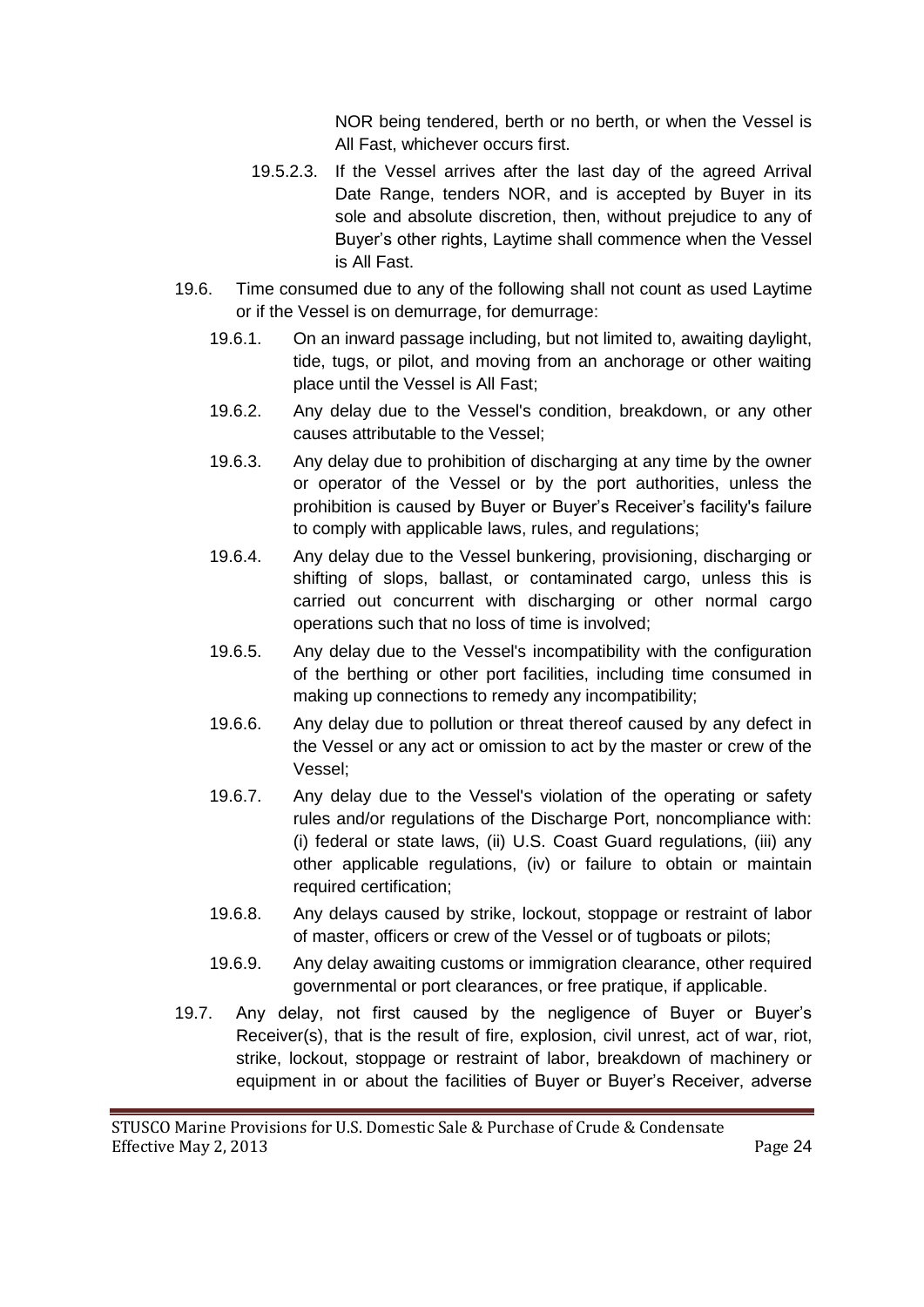NOR being tendered, berth or no berth, or when the Vessel is All Fast, whichever occurs first.

19.5.2.3. If the Vessel arrives after the last day of the agreed Arrival Date Range, tenders NOR, and is accepted by Buyer in its sole and absolute discretion, then, without prejudice to any of Buyer's other rights, Laytime shall commence when the Vessel is All Fast.

19.6. Time consumed due to any of the following shall not count as used Laytime or if the Vessel is on demurrage, for demurrage:

19.6.1. On an inward passage including, but not limited to, awaiting daylight, tide, tugs, or pilot, and moving from an anchorage or other waiting place until the Vessel is All Fast;

19.6.2. Any delay due to the Vessel's condition, breakdown, or any other causes attributable to the Vessel;

19.6.3. Any delay due to prohibition of discharging at any time by the owner or operator of the Vessel or by the port authorities, unless the prohibition is caused by Buyer or Buyer's Receiver's facility's failure to comply with applicable laws, rules, and regulations;

19.6.4. Any delay due to the Vessel bunkering, provisioning, discharging or shifting of slops, ballast, or contaminated cargo, unless this is carried out concurrent with discharging or other normal cargo operations such that no loss of time is involved;

19.6.5. Any delay due to the Vessel's incompatibility with the configuration of the berthing or other port facilities, including time consumed in making up connections to remedy any incompatibility;

19.6.6. Any delay due to pollution or threat thereof caused by any defect in the Vessel or any act or omission to act by the master or crew of the Vessel;

19.6.7. Any delay due to the Vessel's violation of the operating or safety rules and/or regulations of the Discharge Port, noncompliance with: (i) federal or state laws, (ii) U.S. Coast Guard regulations, (iii) any other applicable regulations, (iv) or failure to obtain or maintain required certification;

19.6.8. Any delays caused by strike, lockout, stoppage or restraint of labor of master, officers or crew of the Vessel or of tugboats or pilots;

19.6.9. Any delay awaiting customs or immigration clearance, other required governmental or port clearances, or free pratique, if applicable.

19.7. Any delay, not first caused by the negligence of Buyer or Buyer's Receiver(s), that is the result of fire, explosion, civil unrest, act of war, riot, strike, lockout, stoppage or restraint of labor, breakdown of machinery or equipment in or about the facilities of Buyer or Buyer's Receiver, adverse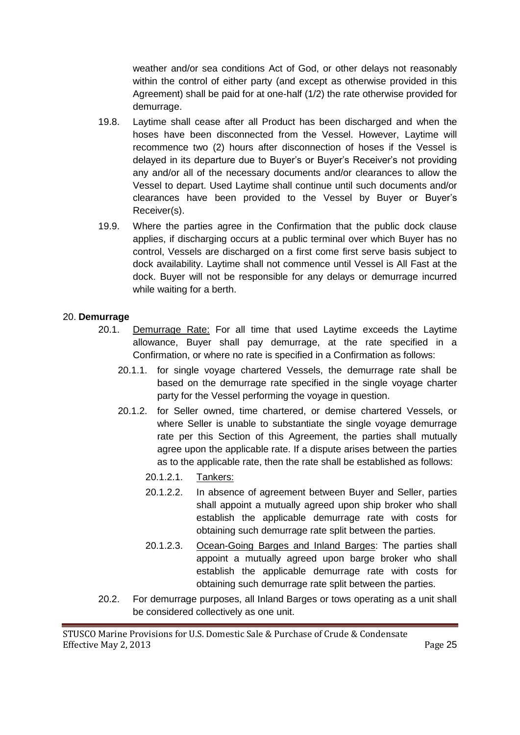weather and/or sea conditions Act of God, or other delays not reasonably within the control of either party (and except as otherwise provided in this Agreement) shall be paid for at one-half (1/2) the rate otherwise provided for demurrage.

19.8. Laytime shall cease after all Product has been discharged and when the hoses have been disconnected from the Vessel. However, Laytime will recommence two (2) hours after disconnection of hoses if the Vessel is delayed in its departure due to Buyer's or Buyer's Receiver's not providing any and/or all of the necessary documents and/or clearances to allow the Vessel to depart. Used Laytime shall continue until such documents and/or clearances have been provided to the Vessel by Buyer or Buyer's Receiver(s).

19.9. Where the parties agree in the Confirmation that the public dock clause applies, if discharging occurs at a public terminal over which Buyer has no control, Vessels are discharged on a first come first serve basis subject to dock availability. Laytime shall not commence until Vessel is All Fast at the dock. Buyer will not be responsible for any delays or demurrage incurred while waiting for a berth.

## 20. **Demurrage**

20.1. Demurrage Rate: For all time that used Laytime exceeds the Laytime allowance, Buyer shall pay demurrage, at the rate specified in a Confirmation, or where no rate is specified in a Confirmation as follows:

20.1.1. for single voyage chartered Vessels, the demurrage rate shall be based on the demurrage rate specified in the single voyage charter party for the Vessel performing the voyage in question.

20.1.2. for Seller owned, time chartered, or demise chartered Vessels, or where Seller is unable to substantiate the single voyage demurrage rate per this Section of this Agreement, the parties shall mutually agree upon the applicable rate. If a dispute arises between the parties as to the applicable rate, then the rate shall be established as follows:

20.1.2.1. Tankers:

20.1.2.2. In absence of agreement between Buyer and Seller, parties shall appoint a mutually agreed upon ship broker who shall establish the applicable demurrage rate with costs for obtaining such demurrage rate split between the parties.

20.1.2.3. Ocean-Going Barges and Inland Barges: The parties shall appoint a mutually agreed upon barge broker who shall establish the applicable demurrage rate with costs for obtaining such demurrage rate split between the parties.

20.2. For demurrage purposes, all Inland Barges or tows operating as a unit shall be considered collectively as one unit.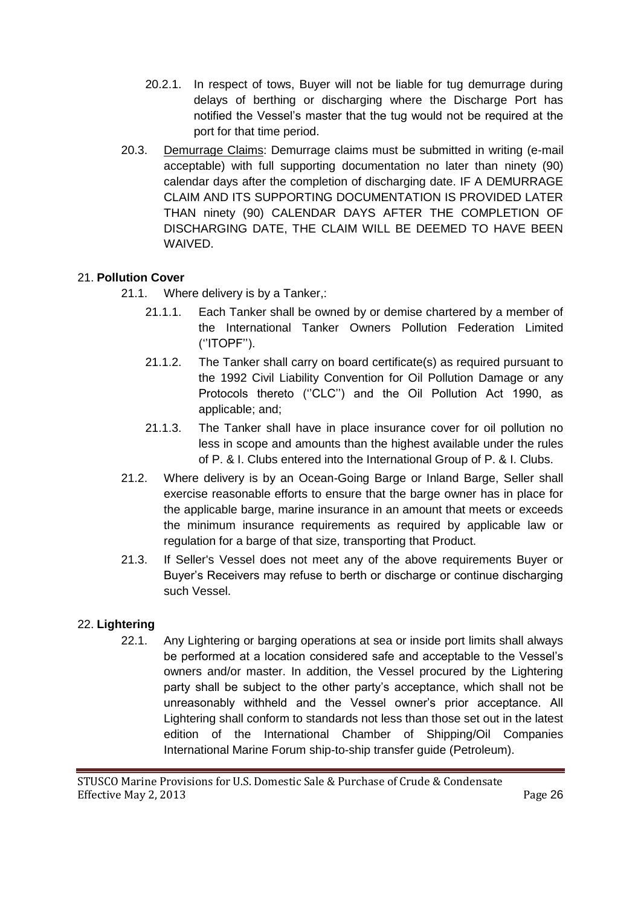20.2.1. In respect of tows, Buyer will not be liable for tug demurrage during delays of berthing or discharging where the Discharge Port has notified the Vessel's master that the tug would not be required at the port for that time period.

20.3. Demurrage Claims: Demurrage claims must be submitted in writing (e-mail acceptable) with full supporting documentation no later than ninety (90) calendar days after the completion of discharging date. IF A DEMURRAGE CLAIM AND ITS SUPPORTING DOCUMENTATION IS PROVIDED LATER THAN ninety (90) CALENDAR DAYS AFTER THE COMPLETION OF DISCHARGING DATE, THE CLAIM WILL BE DEEMED TO HAVE BEEN WAIVED.

21. **Pollution Cover**

21.1. Where delivery is by a Tanker,:

21.1.1. Each Tanker shall be owned by or demise chartered by a member of the International Tanker Owners Pollution Federation Limited (''ITOPF'').

21.1.2. The Tanker shall carry on board certificate(s) as required pursuant to the 1992 Civil Liability Convention for Oil Pollution Damage or any Protocols thereto (''CLC'') and the Oil Pollution Act 1990, as applicable; and;

21.1.3. The Tanker shall have in place insurance cover for oil pollution no less in scope and amounts than the highest available under the rules of P. & I. Clubs entered into the International Group of P. & I. Clubs.

21.2. Where delivery is by an Ocean-Going Barge or Inland Barge, Seller shall exercise reasonable efforts to ensure that the barge owner has in place for the applicable barge, marine insurance in an amount that meets or exceeds the minimum insurance requirements as required by applicable law or regulation for a barge of that size, transporting that Product.

21.3. If Seller's Vessel does not meet any of the above requirements Buyer or Buyer's Receivers may refuse to berth or discharge or continue discharging such Vessel.

22. **Lightering**

22.1. Any Lightering or barging operations at sea or inside port limits shall always be performed at a location considered safe and acceptable to the Vessel's owners and/or master. In addition, the Vessel procured by the Lightering party shall be subject to the other party's acceptance, which shall not be unreasonably withheld and the Vessel owner's prior acceptance. All Lightering shall conform to standards not less than those set out in the latest edition of the International Chamber of Shipping/Oil Companies International Marine Forum ship-to-ship transfer guide (Petroleum).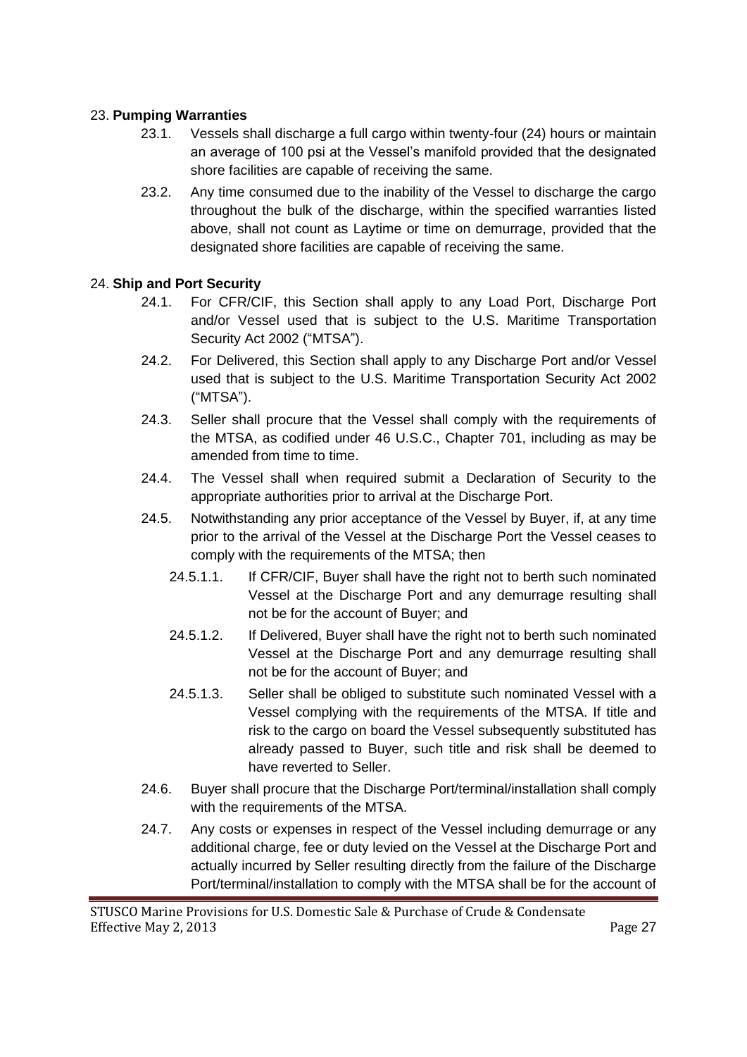## 23. **Pumping Warranties**

23.1. Vessels shall discharge a full cargo within twenty-four (24) hours or maintain an average of 100 psi at the Vessel's manifold provided that the designated shore facilities are capable of receiving the same.

23.2. Any time consumed due to the inability of the Vessel to discharge the cargo throughout the bulk of the discharge, within the specified warranties listed above, shall not count as Laytime or time on demurrage, provided that the designated shore facilities are capable of receiving the same.

## 24. **Ship and Port Security**

24.1. For CFR/CIF, this Section shall apply to any Load Port, Discharge Port and/or Vessel used that is subject to the U.S. Maritime Transportation Security Act 2002 ("MTSA").

24.2. For Delivered, this Section shall apply to any Discharge Port and/or Vessel used that is subject to the U.S. Maritime Transportation Security Act 2002 ("MTSA").

24.3. Seller shall procure that the Vessel shall comply with the requirements of the MTSA, as codified under 46 U.S.C., Chapter 701, including as may be amended from time to time.

24.4. The Vessel shall when required submit a Declaration of Security to the appropriate authorities prior to arrival at the Discharge Port.

24.5. Notwithstanding any prior acceptance of the Vessel by Buyer, if, at any time prior to the arrival of the Vessel at the Discharge Port the Vessel ceases to comply with the requirements of the MTSA; then

24.5.1.1. If CFR/CIF, Buyer shall have the right not to berth such nominated Vessel at the Discharge Port and any demurrage resulting shall not be for the account of Buyer; and

24.5.1.2. If Delivered, Buyer shall have the right not to berth such nominated Vessel at the Discharge Port and any demurrage resulting shall not be for the account of Buyer; and

24.5.1.3. Seller shall be obliged to substitute such nominated Vessel with a Vessel complying with the requirements of the MTSA. If title and risk to the cargo on board the Vessel subsequently substituted has already passed to Buyer, such title and risk shall be deemed to have reverted to Seller.

24.6. Buyer shall procure that the Discharge Port/terminal/installation shall comply with the requirements of the MTSA.

24.7. Any costs or expenses in respect of the Vessel including demurrage or any additional charge, fee or duty levied on the Vessel at the Discharge Port and actually incurred by Seller resulting directly from the failure of the Discharge Port/terminal/installation to comply with the MTSA shall be for the account of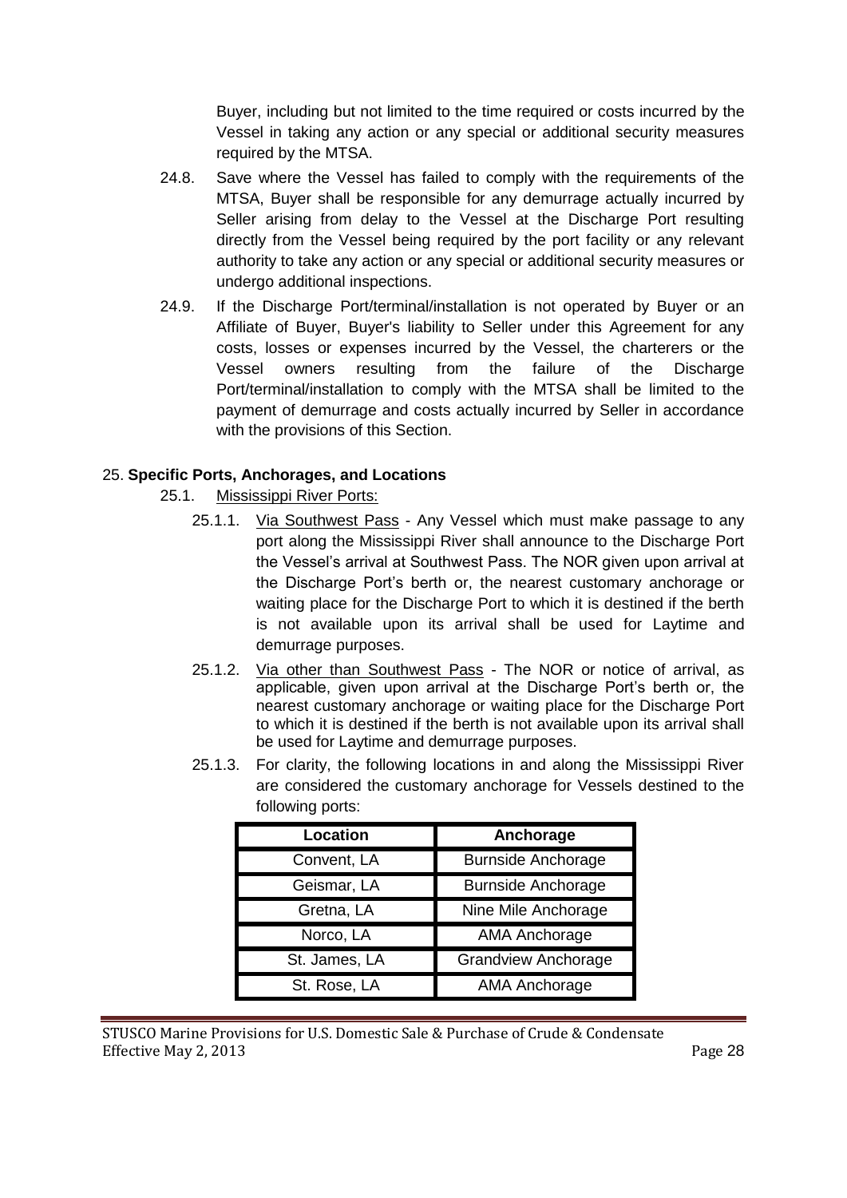Buyer, including but not limited to the time required or costs incurred by the Vessel in taking any action or any special or additional security measures required by the MTSA.

24.8. Save where the Vessel has failed to comply with the requirements of the MTSA, Buyer shall be responsible for any demurrage actually incurred by Seller arising from delay to the Vessel at the Discharge Port resulting directly from the Vessel being required by the port facility or any relevant authority to take any action or any special or additional security measures or undergo additional inspections.

24.9. If the Discharge Port/terminal/installation is not operated by Buyer or an Affiliate of Buyer, Buyer's liability to Seller under this Agreement for any costs, losses or expenses incurred by the Vessel, the charterers or the Vessel owners resulting from the failure of the Discharge Port/terminal/installation to comply with the MTSA shall be limited to the payment of demurrage and costs actually incurred by Seller in accordance with the provisions of this Section.

## 25. Specific Ports, Anchorages, and Locations

25.1. Mississippi River Ports:

25.1.1. Via Southwest Pass - Any Vessel which must make passage to any port along the Mississippi River shall announce to the Discharge Port the Vessel's arrival at Southwest Pass. The NOR given upon arrival at the Discharge Port's berth or, the nearest customary anchorage or waiting place for the Discharge Port to which it is destined if the berth is not available upon its arrival shall be used for Laytime and demurrage purposes.

25.1.2. Via other than Southwest Pass - The NOR or notice of arrival, as applicable, given upon arrival at the Discharge Port's berth or, the nearest customary anchorage or waiting place for the Discharge Port to which it is destined if the berth is not available upon its arrival shall be used for Laytime and demurrage purposes.

25.1.3. For clarity, the following locations in and along the Mississippi River are considered the customary anchorage for Vessels destined to the following ports:

| Location | Anchorage |
|---|---|
| Convent, LA | Burnside Anchorage |
| Geismar, LA | Burnside Anchorage |
| Gretna, LA | Nine Mile Anchorage |
| Norco, LA | AMA Anchorage |
| St. James, LA | Grandview Anchorage |
| St. Rose, LA | AMA Anchorage |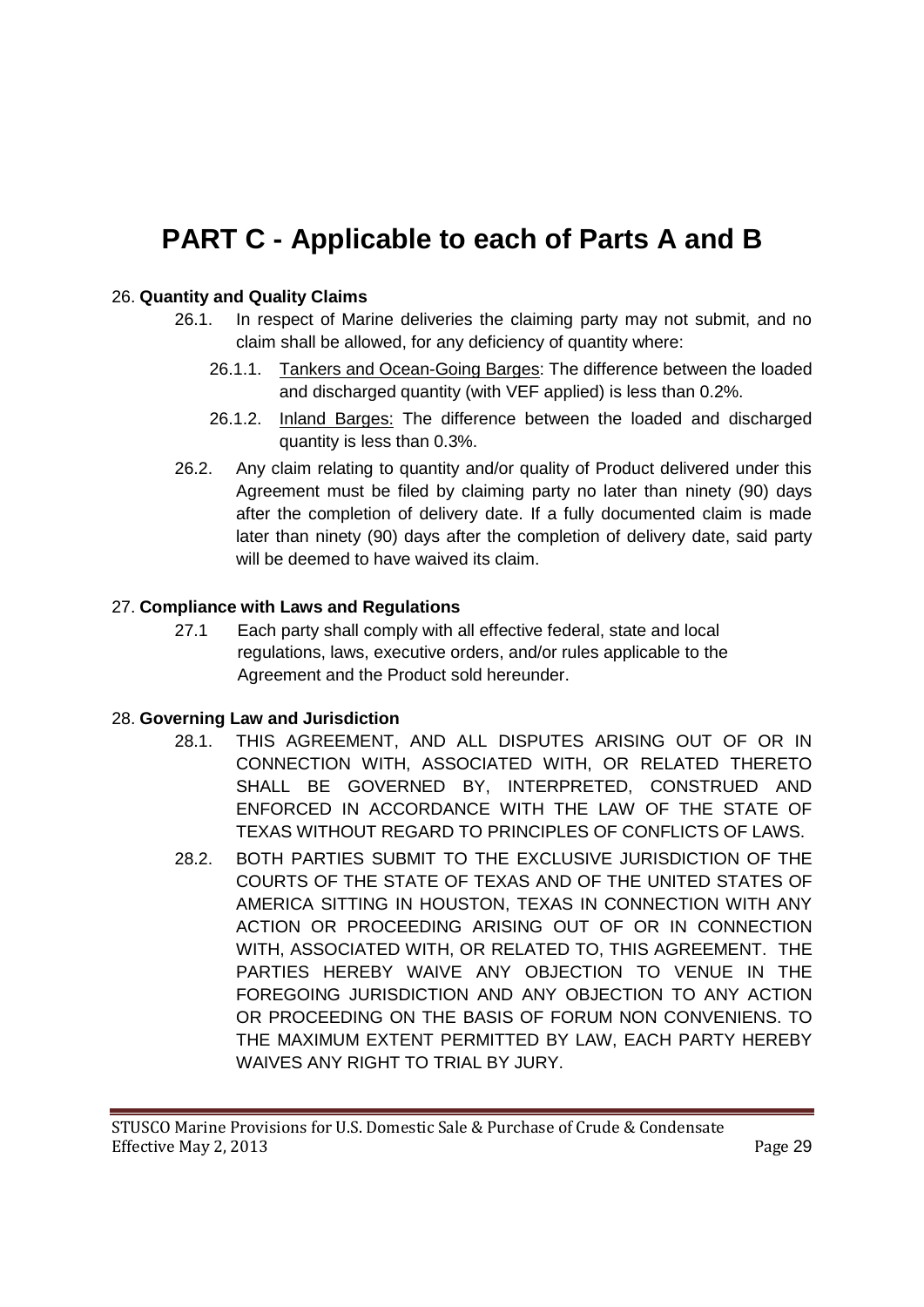# PART C - Applicable to each of Parts A and B

26. **Quantity and Quality Claims**

26.1. In respect of Marine deliveries the claiming party may not submit, and no claim shall be allowed, for any deficiency of quantity where:

26.1.1. Tankers and Ocean-Going Barges: The difference between the loaded and discharged quantity (with VEF applied) is less than 0.2%.

26.1.2. Inland Barges: The difference between the loaded and discharged quantity is less than 0.3%.

26.2. Any claim relating to quantity and/or quality of Product delivered under this Agreement must be filed by claiming party no later than ninety (90) days after the completion of delivery date. If a fully documented claim is made later than ninety (90) days after the completion of delivery date, said party will be deemed to have waived its claim.

27. **Compliance with Laws and Regulations**

27.1 Each party shall comply with all effective federal, state and local regulations, laws, executive orders, and/or rules applicable to the Agreement and the Product sold hereunder.

28. **Governing Law and Jurisdiction**

28.1. THIS AGREEMENT, AND ALL DISPUTES ARISING OUT OF OR IN CONNECTION WITH, ASSOCIATED WITH, OR RELATED THERETO SHALL BE GOVERNED BY, INTERPRETED, CONSTRUED AND ENFORCED IN ACCORDANCE WITH THE LAW OF THE STATE OF TEXAS WITHOUT REGARD TO PRINCIPLES OF CONFLICTS OF LAWS.

28.2. BOTH PARTIES SUBMIT TO THE EXCLUSIVE JURISDICTION OF THE COURTS OF THE STATE OF TEXAS AND OF THE UNITED STATES OF AMERICA SITTING IN HOUSTON, TEXAS IN CONNECTION WITH ANY ACTION OR PROCEEDING ARISING OUT OF OR IN CONNECTION WITH, ASSOCIATED WITH, OR RELATED TO, THIS AGREEMENT. THE PARTIES HEREBY WAIVE ANY OBJECTION TO VENUE IN THE FOREGOING JURISDICTION AND ANY OBJECTION TO ANY ACTION OR PROCEEDING ON THE BASIS OF FORUM NON CONVENIENS. TO THE MAXIMUM EXTENT PERMITTED BY LAW, EACH PARTY HEREBY WAIVES ANY RIGHT TO TRIAL BY JURY.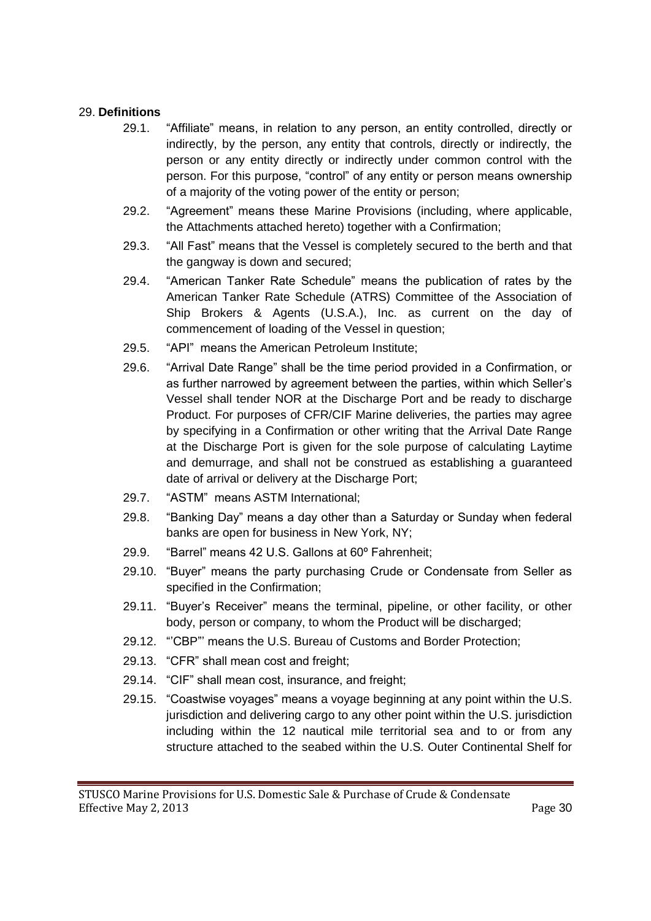## 29. **Definitions**

- 29.1. "Affiliate" means, in relation to any person, an entity controlled, directly or indirectly, by the person, any entity that controls, directly or indirectly, the person or any entity directly or indirectly under common control with the person. For this purpose, "control" of any entity or person means ownership of a majority of the voting power of the entity or person;
- 29.2. "Agreement" means these Marine Provisions (including, where applicable, the Attachments attached hereto) together with a Confirmation;
- 29.3. "All Fast" means that the Vessel is completely secured to the berth and that the gangway is down and secured;
- 29.4. "American Tanker Rate Schedule" means the publication of rates by the American Tanker Rate Schedule (ATRS) Committee of the Association of Ship Brokers & Agents (U.S.A.), Inc. as current on the day of commencement of loading of the Vessel in question;
- 29.5. "API" means the American Petroleum Institute;
- 29.6. "Arrival Date Range" shall be the time period provided in a Confirmation, or as further narrowed by agreement between the parties, within which Seller's Vessel shall tender NOR at the Discharge Port and be ready to discharge Product. For purposes of CFR/CIF Marine deliveries, the parties may agree by specifying in a Confirmation or other writing that the Arrival Date Range at the Discharge Port is given for the sole purpose of calculating Laytime and demurrage, and shall not be construed as establishing a guaranteed date of arrival or delivery at the Discharge Port;
- 29.7. "ASTM" means ASTM International;
- 29.8. "Banking Day" means a day other than a Saturday or Sunday when federal banks are open for business in New York, NY;
- 29.9. "Barrel" means 42 U.S. Gallons at 60º Fahrenheit;
- 29.10. "Buyer" means the party purchasing Crude or Condensate from Seller as specified in the Confirmation;
- 29.11. "Buyer's Receiver" means the terminal, pipeline, or other facility, or other body, person or company, to whom the Product will be discharged;
- 29.12. "'CBP"' means the U.S. Bureau of Customs and Border Protection;
- 29.13. "CFR" shall mean cost and freight;
- 29.14. "CIF" shall mean cost, insurance, and freight;
- 29.15. "Coastwise voyages" means a voyage beginning at any point within the U.S. jurisdiction and delivering cargo to any other point within the U.S. jurisdiction including within the 12 nautical mile territorial sea and to or from any structure attached to the seabed within the U.S. Outer Continental Shelf for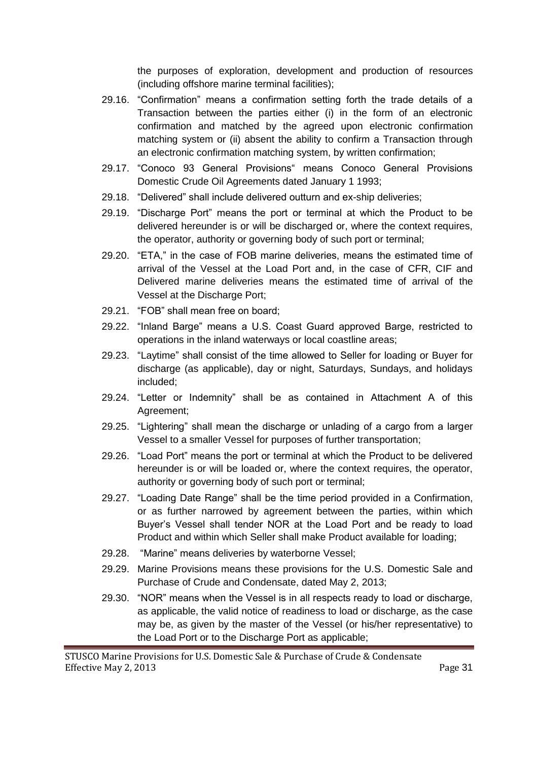the purposes of exploration, development and production of resources (including offshore marine terminal facilities);

29.16. "Confirmation" means a confirmation setting forth the trade details of a Transaction between the parties either (i) in the form of an electronic confirmation and matched by the agreed upon electronic confirmation matching system or (ii) absent the ability to confirm a Transaction through an electronic confirmation matching system, by written confirmation;

29.17. "Conoco 93 General Provisions" means Conoco General Provisions Domestic Crude Oil Agreements dated January 1 1993;

29.18. "Delivered" shall include delivered outturn and ex-ship deliveries;

29.19. "Discharge Port" means the port or terminal at which the Product to be delivered hereunder is or will be discharged or, where the context requires, the operator, authority or governing body of such port or terminal;

29.20. "ETA," in the case of FOB marine deliveries, means the estimated time of arrival of the Vessel at the Load Port and, in the case of CFR, CIF and Delivered marine deliveries means the estimated time of arrival of the Vessel at the Discharge Port;

29.21. "FOB" shall mean free on board;

29.22. "Inland Barge" means a U.S. Coast Guard approved Barge, restricted to operations in the inland waterways or local coastline areas;

29.23. "Laytime" shall consist of the time allowed to Seller for loading or Buyer for discharge (as applicable), day or night, Saturdays, Sundays, and holidays included;

29.24. "Letter or Indemnity" shall be as contained in Attachment A of this Agreement;

29.25. "Lightering" shall mean the discharge or unlading of a cargo from a larger Vessel to a smaller Vessel for purposes of further transportation;

29.26. "Load Port" means the port or terminal at which the Product to be delivered hereunder is or will be loaded or, where the context requires, the operator, authority or governing body of such port or terminal;

29.27. "Loading Date Range" shall be the time period provided in a Confirmation, or as further narrowed by agreement between the parties, within which Buyer's Vessel shall tender NOR at the Load Port and be ready to load Product and within which Seller shall make Product available for loading;

29.28. "Marine" means deliveries by waterborne Vessel;

29.29. Marine Provisions means these provisions for the U.S. Domestic Sale and Purchase of Crude and Condensate, dated May 2, 2013;

29.30. "NOR" means when the Vessel is in all respects ready to load or discharge, as applicable, the valid notice of readiness to load or discharge, as the case may be, as given by the master of the Vessel (or his/her representative) to the Load Port or to the Discharge Port as applicable;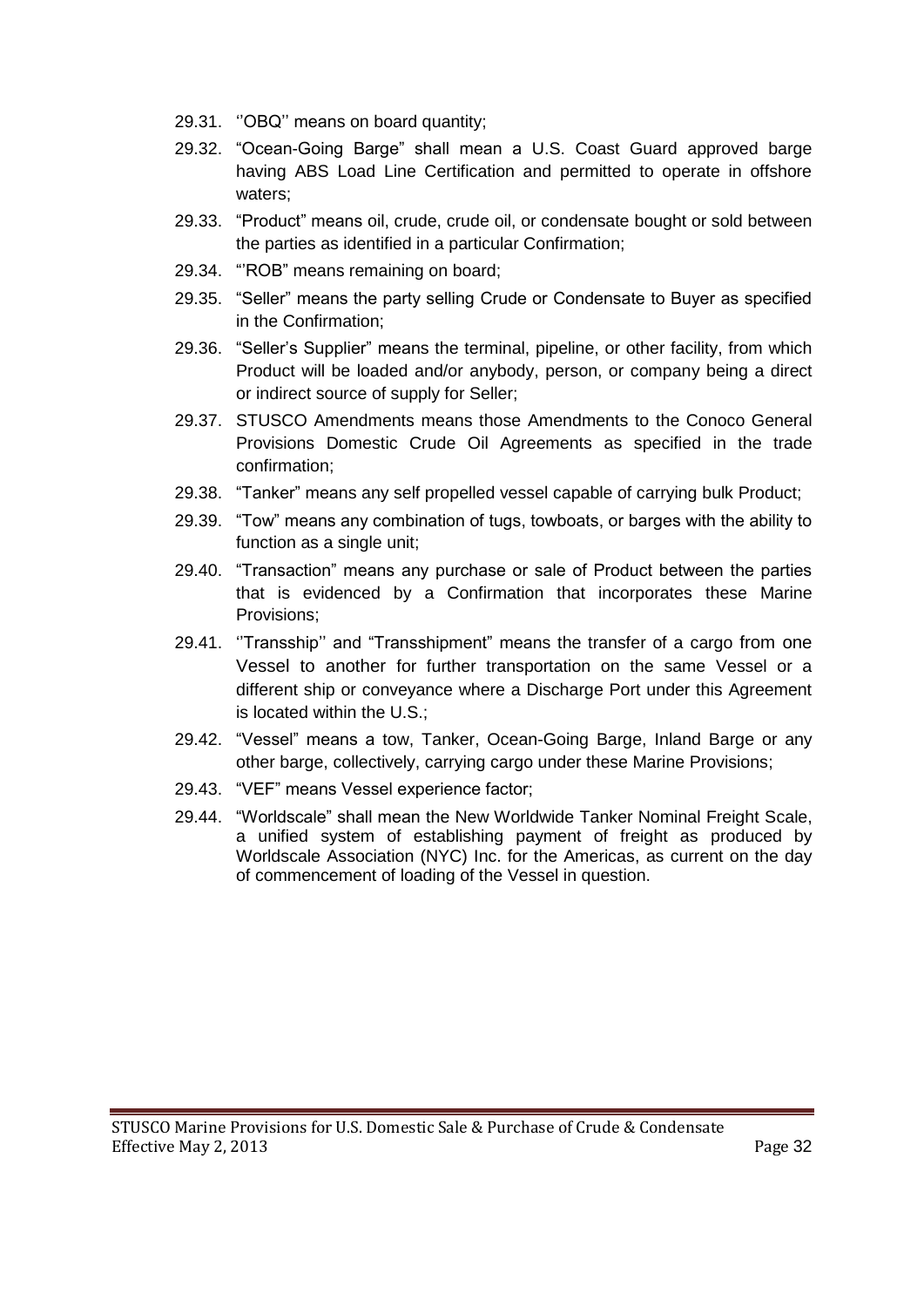29.31. ''OBQ'' means on board quantity;

29.32. "Ocean-Going Barge" shall mean a U.S. Coast Guard approved barge having ABS Load Line Certification and permitted to operate in offshore waters;

29.33. "Product" means oil, crude, crude oil, or condensate bought or sold between the parties as identified in a particular Confirmation;

29.34. "'ROB" means remaining on board;

29.35. "Seller" means the party selling Crude or Condensate to Buyer as specified in the Confirmation;

29.36. "Seller's Supplier" means the terminal, pipeline, or other facility, from which Product will be loaded and/or anybody, person, or company being a direct or indirect source of supply for Seller;

29.37. STUSCO Amendments means those Amendments to the Conoco General Provisions Domestic Crude Oil Agreements as specified in the trade confirmation;

29.38. "Tanker" means any self propelled vessel capable of carrying bulk Product;

29.39. "Tow" means any combination of tugs, towboats, or barges with the ability to function as a single unit;

29.40. "Transaction" means any purchase or sale of Product between the parties that is evidenced by a Confirmation that incorporates these Marine Provisions;

29.41. ''Transship'' and "Transshipment" means the transfer of a cargo from one Vessel to another for further transportation on the same Vessel or a different ship or conveyance where a Discharge Port under this Agreement is located within the U.S.;

29.42. "Vessel" means a tow, Tanker, Ocean-Going Barge, Inland Barge or any other barge, collectively, carrying cargo under these Marine Provisions;

29.43. "VEF" means Vessel experience factor;

29.44. "Worldscale" shall mean the New Worldwide Tanker Nominal Freight Scale, a unified system of establishing payment of freight as produced by Worldscale Association (NYC) Inc. for the Americas, as current on the day of commencement of loading of the Vessel in question.